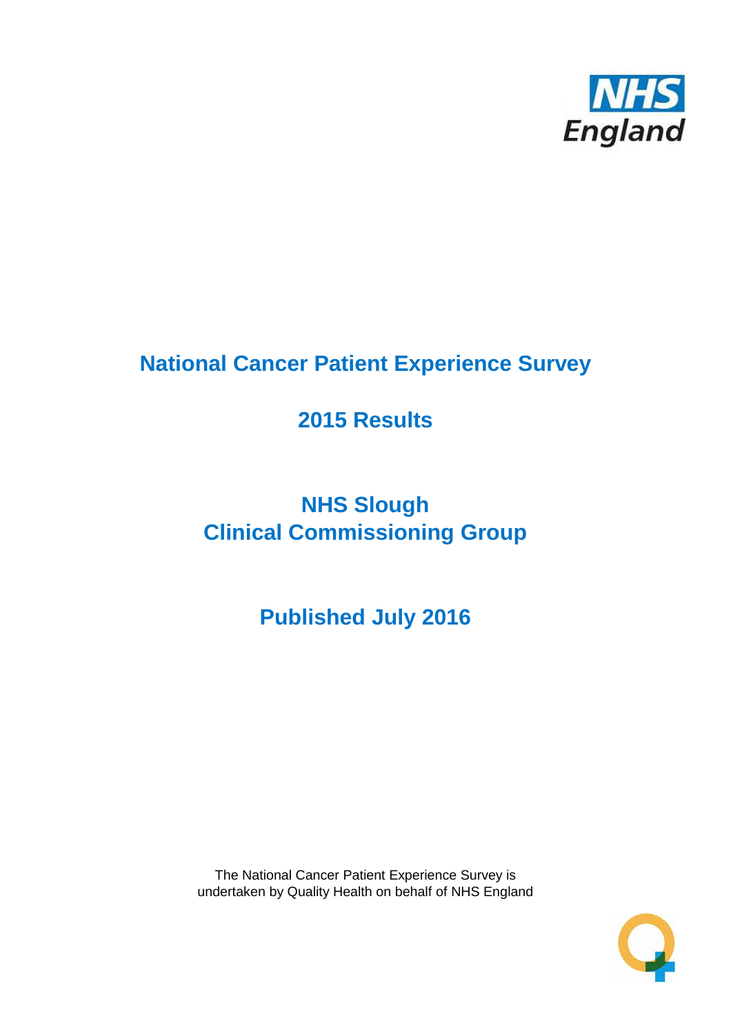# National Cancer Patient Experience Survey

## 2015 Results

## NHS Slough Clinical Commissioning Group

## Published July 2016

The National Cancer Patient Experience Survey is undertaken by Quality Health on behalf of NHS England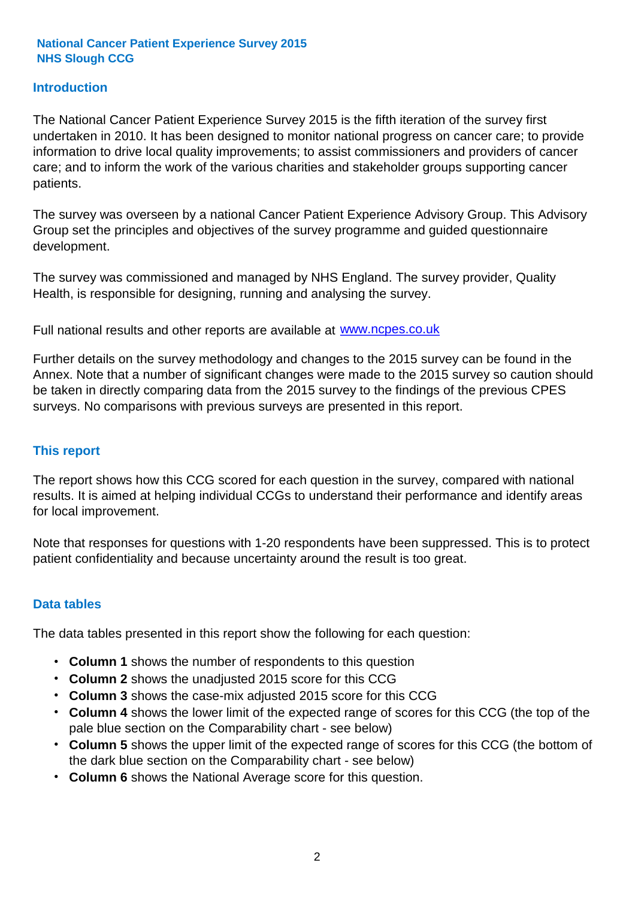**National Cancer Patient Experience Survey 2015**
**NHS Slough CCG**

## Introduction

The National Cancer Patient Experience Survey 2015 is the fifth iteration of the survey first undertaken in 2010. It has been designed to monitor national progress on cancer care; to provide information to drive local quality improvements; to assist commissioners and providers of cancer care; and to inform the work of the various charities and stakeholder groups supporting cancer patients.

The survey was overseen by a national Cancer Patient Experience Advisory Group. This Advisory Group set the principles and objectives of the survey programme and guided questionnaire development.

The survey was commissioned and managed by NHS England. The survey provider, Quality Health, is responsible for designing, running and analysing the survey.

Full national results and other reports are available at [www.ncpes.co.uk](http://www.ncpes.co.uk)

Further details on the survey methodology and changes to the 2015 survey can be found in the Annex. Note that a number of significant changes were made to the 2015 survey so caution should be taken in directly comparing data from the 2015 survey to the findings of the previous CPES surveys. No comparisons with previous surveys are presented in this report.

## This report

The report shows how this CCG scored for each question in the survey, compared with national results. It is aimed at helping individual CCGs to understand their performance and identify areas for local improvement.

Note that responses for questions with 1-20 respondents have been suppressed. This is to protect patient confidentiality and because uncertainty around the result is too great.

## Data tables

The data tables presented in this report show the following for each question:

- **Column 1** shows the number of respondents to this question
- **Column 2** shows the unadjusted 2015 score for this CCG
- **Column 3** shows the case-mix adjusted 2015 score for this CCG
- **Column 4** shows the lower limit of the expected range of scores for this CCG (the top of the pale blue section on the Comparability chart - see below)
- **Column 5** shows the upper limit of the expected range of scores for this CCG (the bottom of the dark blue section on the Comparability chart - see below)
- **Column 6** shows the National Average score for this question.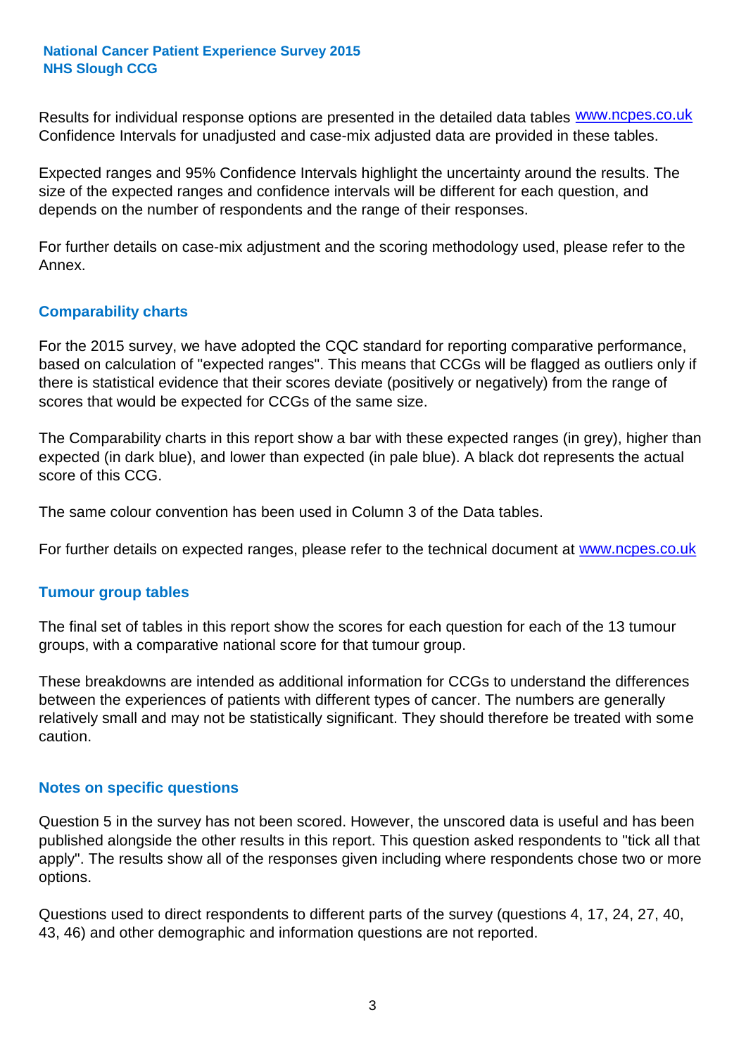Results for individual response options are presented in the detailed data tables www.ncpes.co.uk Confidence Intervals for unadjusted and case-mix adjusted data are provided in these tables.

Expected ranges and 95% Confidence Intervals highlight the uncertainty around the results. The size of the expected ranges and confidence intervals will be different for each question, and depends on the number of respondents and the range of their responses.

For further details on case-mix adjustment and the scoring methodology used, please refer to the Annex.

## Comparability charts

For the 2015 survey, we have adopted the CQC standard for reporting comparative performance, based on calculation of "expected ranges". This means that CCGs will be flagged as outliers only if there is statistical evidence that their scores deviate (positively or negatively) from the range of scores that would be expected for CCGs of the same size.

The Comparability charts in this report show a bar with these expected ranges (in grey), higher than expected (in dark blue), and lower than expected (in pale blue). A black dot represents the actual score of this CCG.

The same colour convention has been used in Column 3 of the Data tables.

For further details on expected ranges, please refer to the technical document at www.ncpes.co.uk

## Tumour group tables

The final set of tables in this report show the scores for each question for each of the 13 tumour groups, with a comparative national score for that tumour group.

These breakdowns are intended as additional information for CCGs to understand the differences between the experiences of patients with different types of cancer. The numbers are generally relatively small and may not be statistically significant. They should therefore be treated with some caution.

## Notes on specific questions

Question 5 in the survey has not been scored. However, the unscored data is useful and has been published alongside the other results in this report. This question asked respondents to "tick all that apply". The results show all of the responses given including where respondents chose two or more options.

Questions used to direct respondents to different parts of the survey (questions 4, 17, 24, 27, 40, 43, 46) and other demographic and information questions are not reported.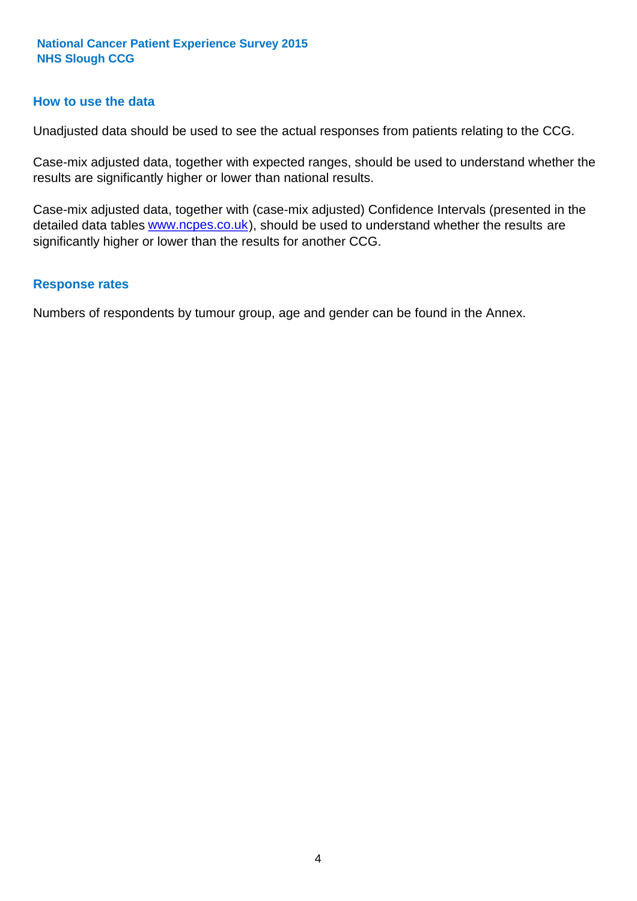## How to use the data

Unadjusted data should be used to see the actual responses from patients relating to the CCG.

Case-mix adjusted data, together with expected ranges, should be used to understand whether the results are significantly higher or lower than national results.

Case-mix adjusted data, together with (case-mix adjusted) Confidence Intervals (presented in the detailed data tables www.ncpes.co.uk), should be used to understand whether the results are significantly higher or lower than the results for another CCG.

## Response rates

Numbers of respondents by tumour group, age and gender can be found in the Annex.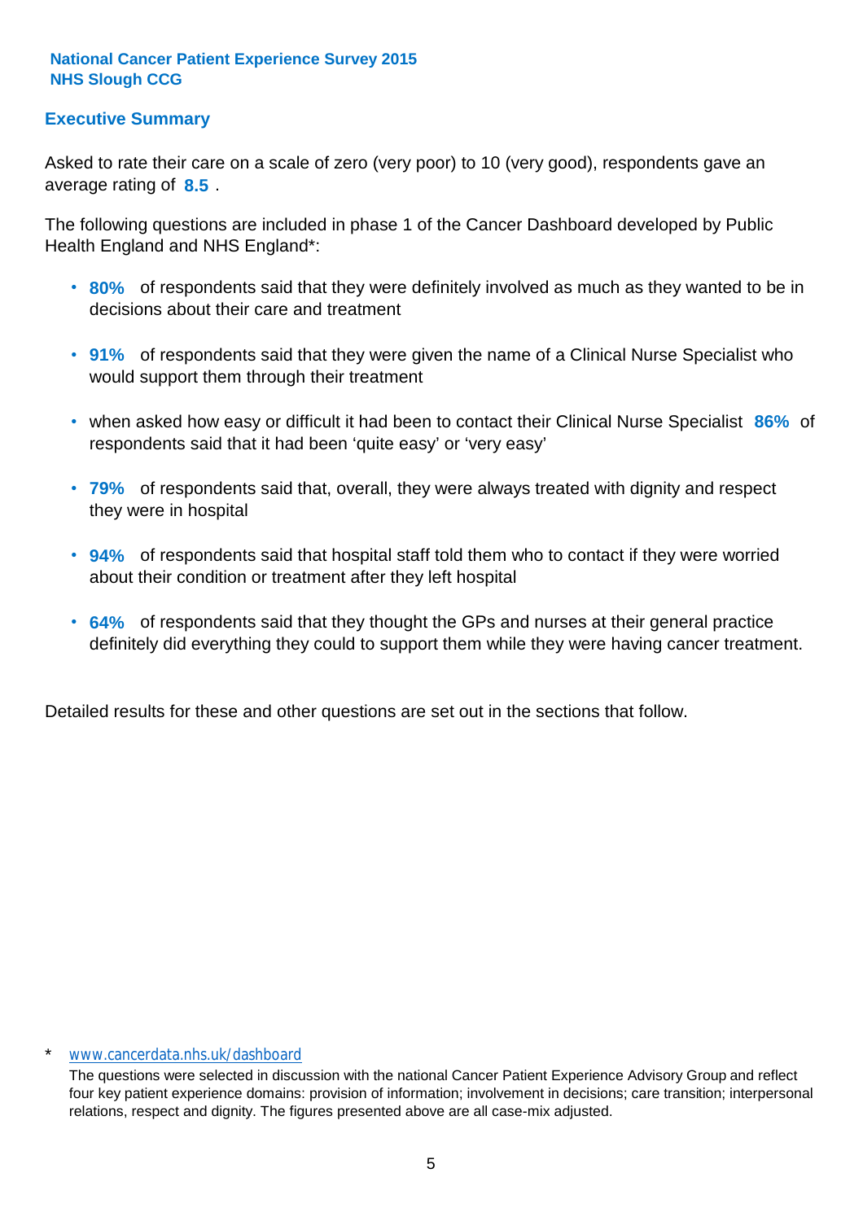**National Cancer Patient Experience Survey 2015**
**NHS Slough CCG**

## Executive Summary

Asked to rate their care on a scale of zero (very poor) to 10 (very good), respondents gave an average rating of **8.5** .

The following questions are included in phase 1 of the Cancer Dashboard developed by Public Health England and NHS England*:

- **80%** of respondents said that they were definitely involved as much as they wanted to be in decisions about their care and treatment
- **91%** of respondents said that they were given the name of a Clinical Nurse Specialist who would support them through their treatment
- when asked how easy or difficult it had been to contact their Clinical Nurse Specialist **86%** of respondents said that it had been 'quite easy' or 'very easy'
- **79%** of respondents said that, overall, they were always treated with dignity and respect they were in hospital
- **94%** of respondents said that hospital staff told them who to contact if they were worried about their condition or treatment after they left hospital
- **64%** of respondents said that they thought the GPs and nurses at their general practice definitely did everything they could to support them while they were having cancer treatment.

Detailed results for these and other questions are set out in the sections that follow.

\* www.cancerdata.nhs.uk/dashboard

The questions were selected in discussion with the national Cancer Patient Experience Advisory Group and reflect four key patient experience domains: provision of information; involvement in decisions; care transition; interpersonal relations, respect and dignity. The figures presented above are all case-mix adjusted.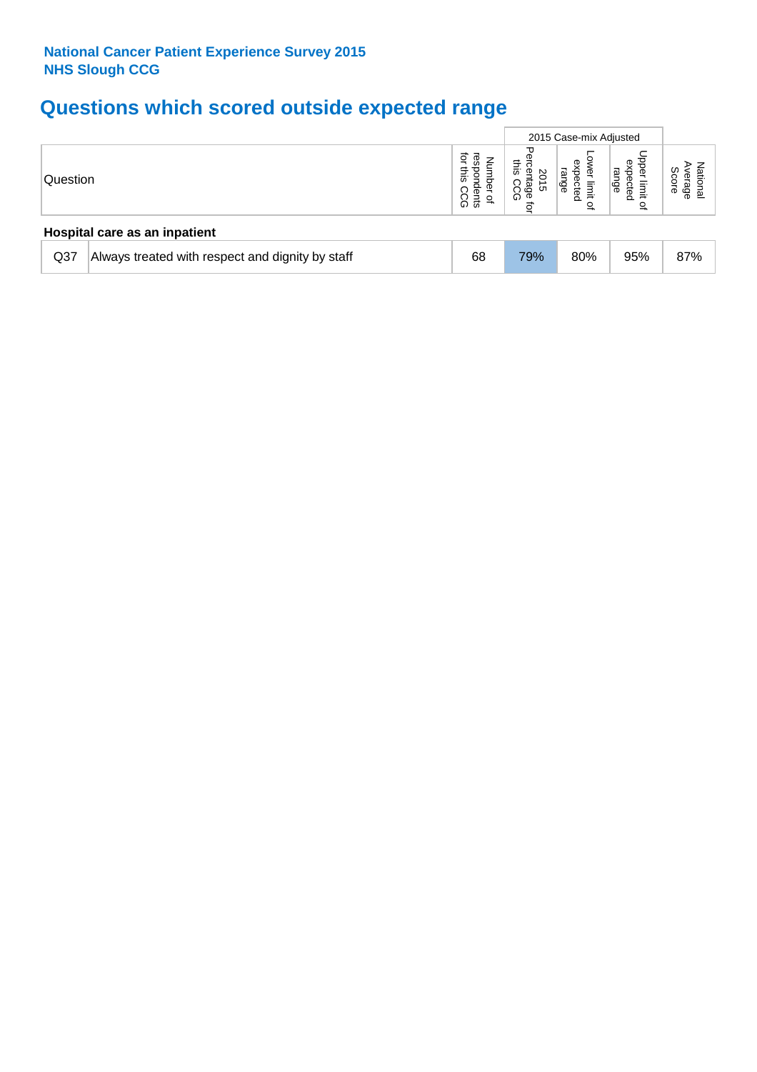**National Cancer Patient Experience Survey 2015**
**NHS Slough CCG**

# Questions which scored outside expected range

| | | | 2015 Case-mix Adjusted | | | |
|---|---|---|---|---|---|---|
| Question | | Number of respondents for this CCG | 2015 Percentage for this CCG | Lower limit of expected range | Upper limit of expected range | National Average Score |
| **Hospital care as an inpatient** | | | | | | |
| Q37 | Always treated with respect and dignity by staff | 68 | 79% | 80% | 95% | 87% |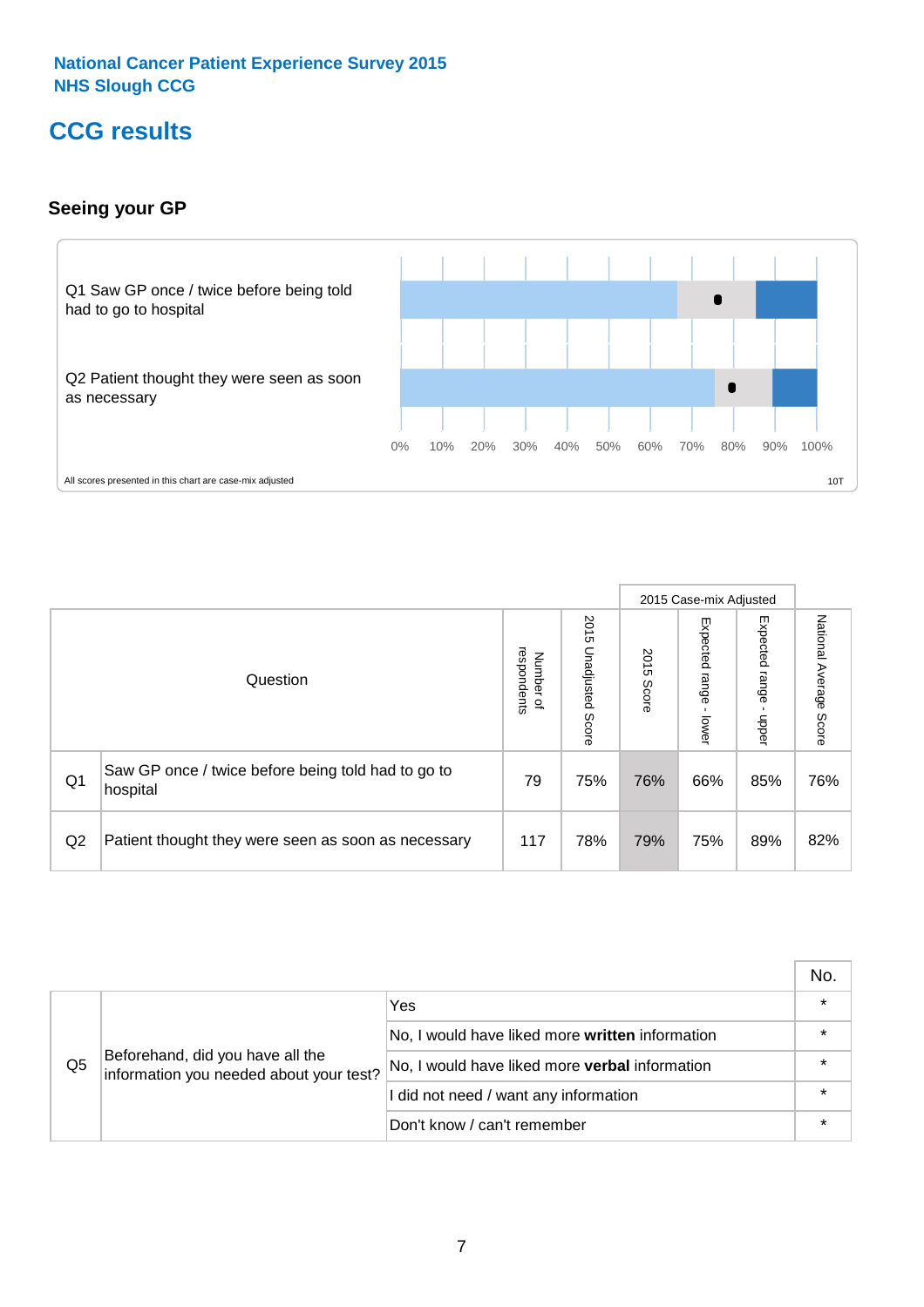**National Cancer Patient Experience Survey 2015**
**NHS Slough CCG**

# CCG results

### Seeing your GP

Q1 Saw GP once / twice before being told had to go to hospital

Q2 Patient thought they were seen as soon as necessary

0% 10% 20% 30% 40% 50% 60% 70% 80% 90% 100%

All scores presented in this chart are case-mix adjusted

10T

| | Question | Number of respondents | 2015 Unadjusted Score | 2015 Case-mix Adjusted: 2015 Score | 2015 Case-mix Adjusted: Expected range - lower | 2015 Case-mix Adjusted: Expected range - upper | National Average Score |
|---|---|---|---|---|---|---|---|
| Q1 | Saw GP once / twice before being told had to go to hospital | 79 | 75% | 76% | 66% | 85% | 76% |
| Q2 | Patient thought they were seen as soon as necessary | 117 | 78% | 79% | 75% | 89% | 82% |

| | Question | Response | No. |
|---|---|---|---|
| Q5 | Beforehand, did you have all the information you needed about your test? | Yes | * |
| | | No, I would have liked more **written** information | * |
| | | No, I would have liked more **verbal** information | * |
| | | I did not need / want any information | * |
| | | Don't know / can't remember | * |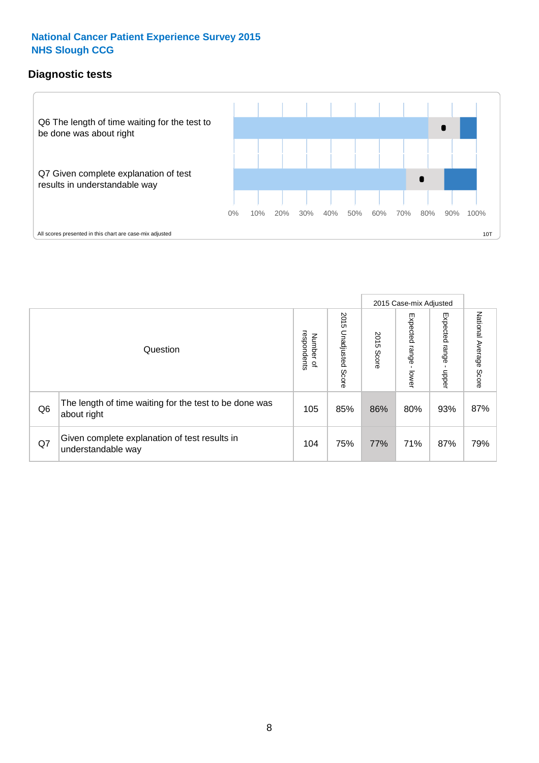National Cancer Patient Experience Survey 2015
NHS Slough CCG

## Diagnostic tests

Q6 The length of time waiting for the test to be done was about right

Q7 Given complete explanation of test results in understandable way

0% 10% 20% 30% 40% 50% 60% 70% 80% 90% 100%

All scores presented in this chart are case-mix adjusted

10T

| Question | | Number of respondents | 2015 Unadjusted Score | 2015 Case-mix Adjusted 2015 Score | 2015 Case-mix Adjusted Expected range - lower | 2015 Case-mix Adjusted Expected range - upper | National Average Score |
|---|---|---|---|---|---|---|---|
| Q6 | The length of time waiting for the test to be done was about right | 105 | 85% | 86% | 80% | 93% | 87% |
| Q7 | Given complete explanation of test results in understandable way | 104 | 75% | 77% | 71% | 87% | 79% |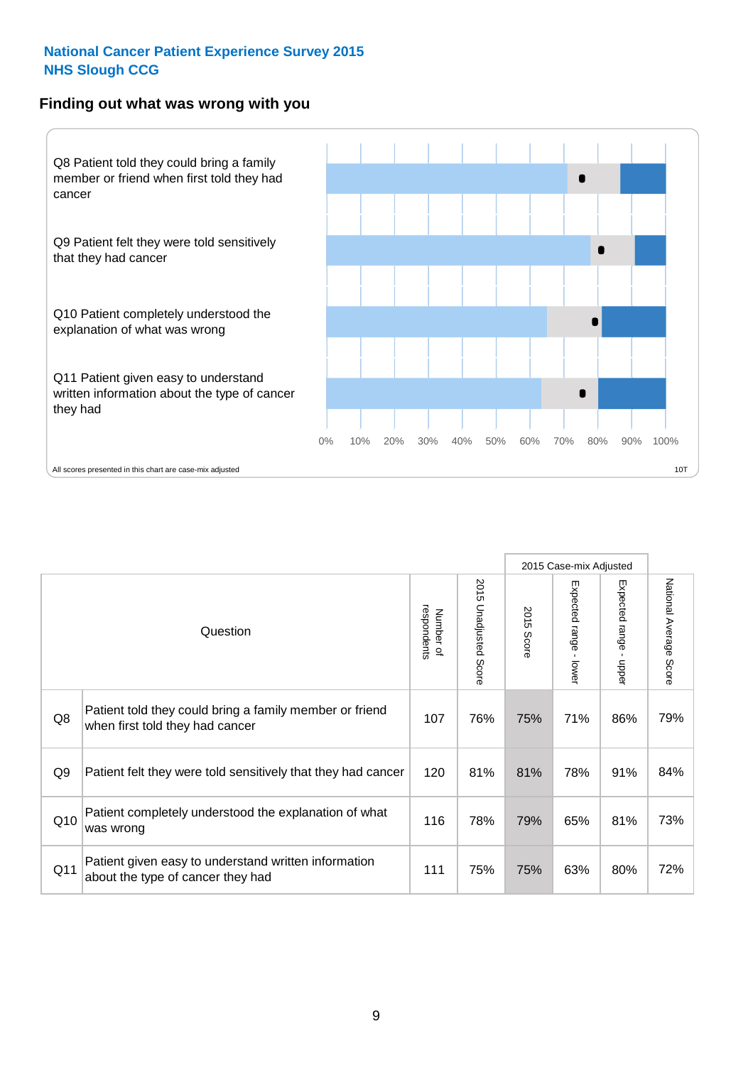**National Cancer Patient Experience Survey 2015**
**NHS Slough CCG**

## Finding out what was wrong with you

Q8 Patient told they could bring a family member or friend when first told they had cancer

Q9 Patient felt they were told sensitively that they had cancer

Q10 Patient completely understood the explanation of what was wrong

Q11 Patient given easy to understand written information about the type of cancer they had

0% 10% 20% 30% 40% 50% 60% 70% 80% 90% 100%

All scores presented in this chart are case-mix adjusted

10T

| | Question | Number of respondents | 2015 Unadjusted Score | 2015 Case-mix Adjusted: 2015 Score | 2015 Case-mix Adjusted: Expected range - lower | 2015 Case-mix Adjusted: Expected range - upper | National Average Score |
|---|---|---|---|---|---|---|---|
| Q8 | Patient told they could bring a family member or friend when first told they had cancer | 107 | 76% | 75% | 71% | 86% | 79% |
| Q9 | Patient felt they were told sensitively that they had cancer | 120 | 81% | 81% | 78% | 91% | 84% |
| Q10 | Patient completely understood the explanation of what was wrong | 116 | 78% | 79% | 65% | 81% | 73% |
| Q11 | Patient given easy to understand written information about the type of cancer they had | 111 | 75% | 75% | 63% | 80% | 72% |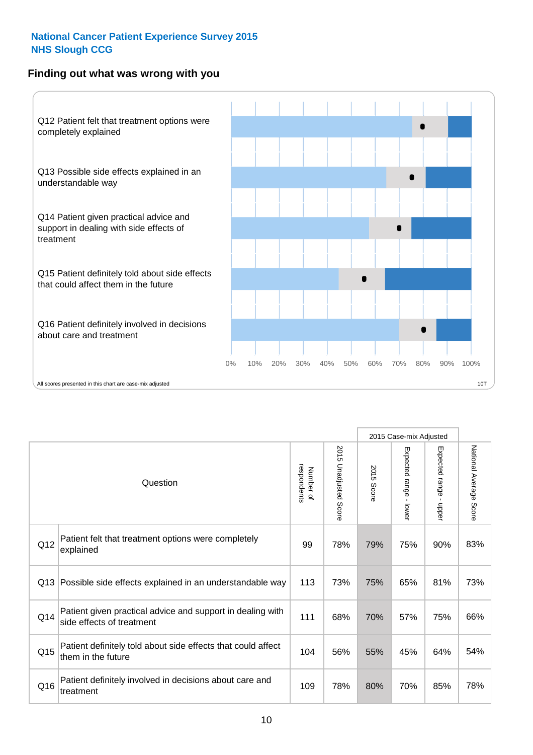National Cancer Patient Experience Survey 2015
NHS Slough CCG

## Finding out what was wrong with you

Q12 Patient felt that treatment options were completely explained

Q13 Possible side effects explained in an understandable way

Q14 Patient given practical advice and support in dealing with side effects of treatment

Q15 Patient definitely told about side effects that could affect them in the future

Q16 Patient definitely involved in decisions about care and treatment

0% 10% 20% 30% 40% 50% 60% 70% 80% 90% 100%

All scores presented in this chart are case-mix adjusted

10T

| | Question | Number of respondents | 2015 Unadjusted Score | 2015 Case-mix Adjusted: 2015 Score | 2015 Case-mix Adjusted: Expected range - lower | 2015 Case-mix Adjusted: Expected range - upper | National Average Score |
|---|---|---|---|---|---|---|---|
| Q12 | Patient felt that treatment options were completely explained | 99 | 78% | 79% | 75% | 90% | 83% |
| Q13 | Possible side effects explained in an understandable way | 113 | 73% | 75% | 65% | 81% | 73% |
| Q14 | Patient given practical advice and support in dealing with side effects of treatment | 111 | 68% | 70% | 57% | 75% | 66% |
| Q15 | Patient definitely told about side effects that could affect them in the future | 104 | 56% | 55% | 45% | 64% | 54% |
| Q16 | Patient definitely involved in decisions about care and treatment | 109 | 78% | 80% | 70% | 85% | 78% |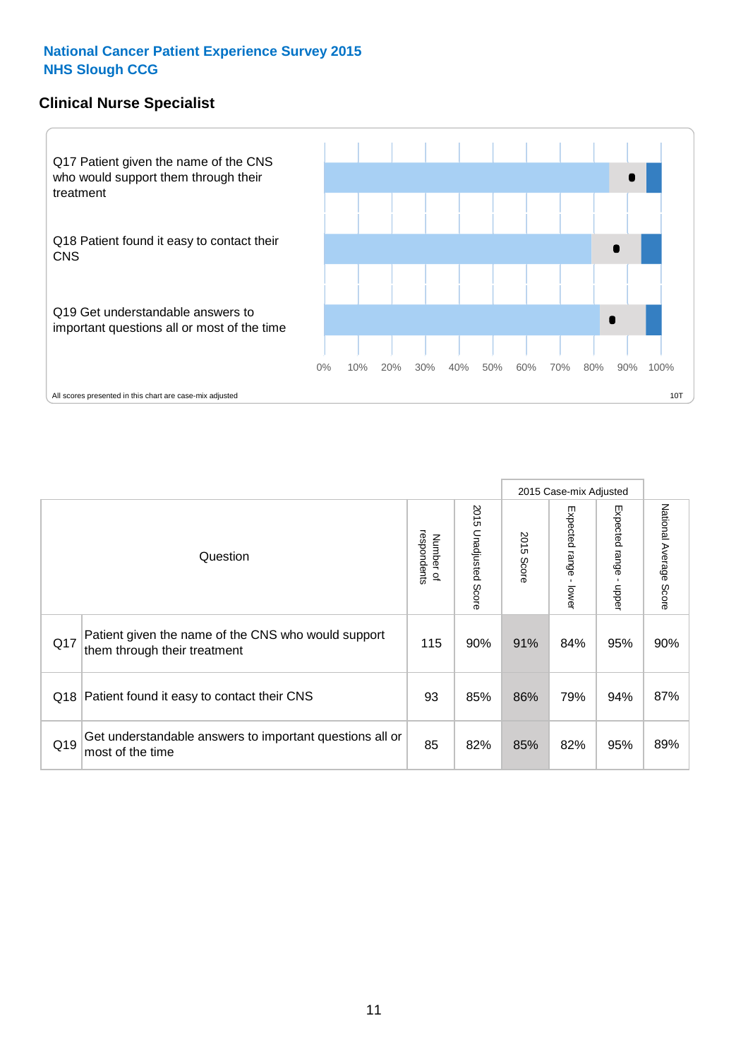**National Cancer Patient Experience Survey 2015**
**NHS Slough CCG**

## Clinical Nurse Specialist

Q17 Patient given the name of the CNS who would support them through their treatment

Q18 Patient found it easy to contact their CNS

Q19 Get understandable answers to important questions all or most of the time

0% 10% 20% 30% 40% 50% 60% 70% 80% 90% 100%

All scores presented in this chart are case-mix adjusted

10T

| | Question | Number of respondents | 2015 Unadjusted Score | 2015 Case-mix Adjusted | | | National Average Score |
|---|---|---|---|---|---|---|---|
| | | | | 2015 Score | Expected range - lower | Expected range - upper | |
| Q17 | Patient given the name of the CNS who would support them through their treatment | 115 | 90% | 91% | 84% | 95% | 90% |
| Q18 | Patient found it easy to contact their CNS | 93 | 85% | 86% | 79% | 94% | 87% |
| Q19 | Get understandable answers to important questions all or most of the time | 85 | 82% | 85% | 82% | 95% | 89% |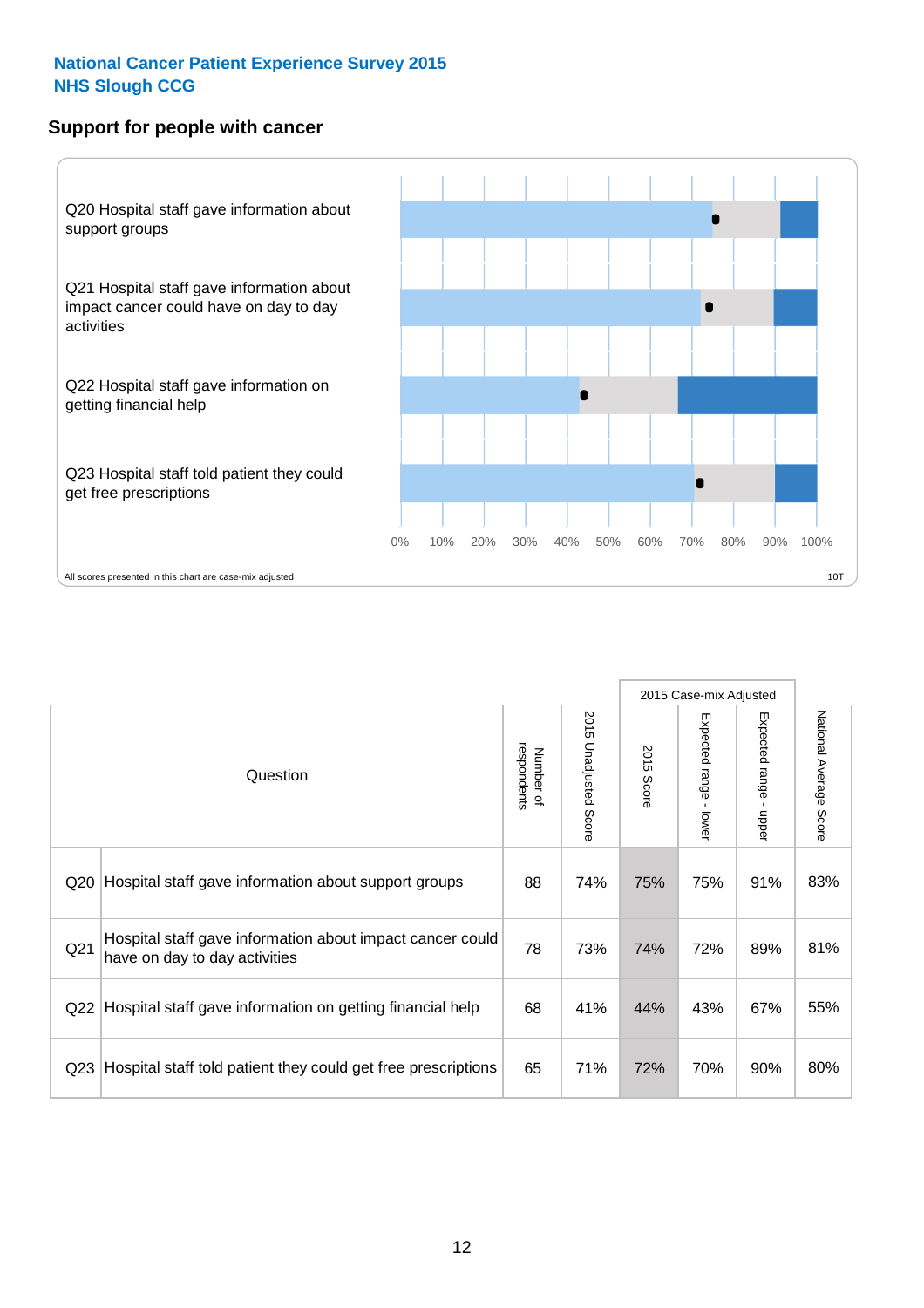**National Cancer Patient Experience Survey 2015**
**NHS Slough CCG**

## Support for people with cancer

Q20 Hospital staff gave information about support groups

Q21 Hospital staff gave information about impact cancer could have on day to day activities

Q22 Hospital staff gave information on getting financial help

Q23 Hospital staff told patient they could get free prescriptions

0% 10% 20% 30% 40% 50% 60% 70% 80% 90% 100%

All scores presented in this chart are case-mix adjusted

10T

| Question | | Number of respondents | 2015 Unadjusted Score | 2015 Case-mix Adjusted | | | National Average Score |
|---|---|---|---|---|---|---|---|
| | | | | 2015 Score | Expected range - lower | Expected range - upper | |
| Q20 | Hospital staff gave information about support groups | 88 | 74% | 75% | 75% | 91% | 83% |
| Q21 | Hospital staff gave information about impact cancer could have on day to day activities | 78 | 73% | 74% | 72% | 89% | 81% |
| Q22 | Hospital staff gave information on getting financial help | 68 | 41% | 44% | 43% | 67% | 55% |
| Q23 | Hospital staff told patient they could get free prescriptions | 65 | 71% | 72% | 70% | 90% | 80% |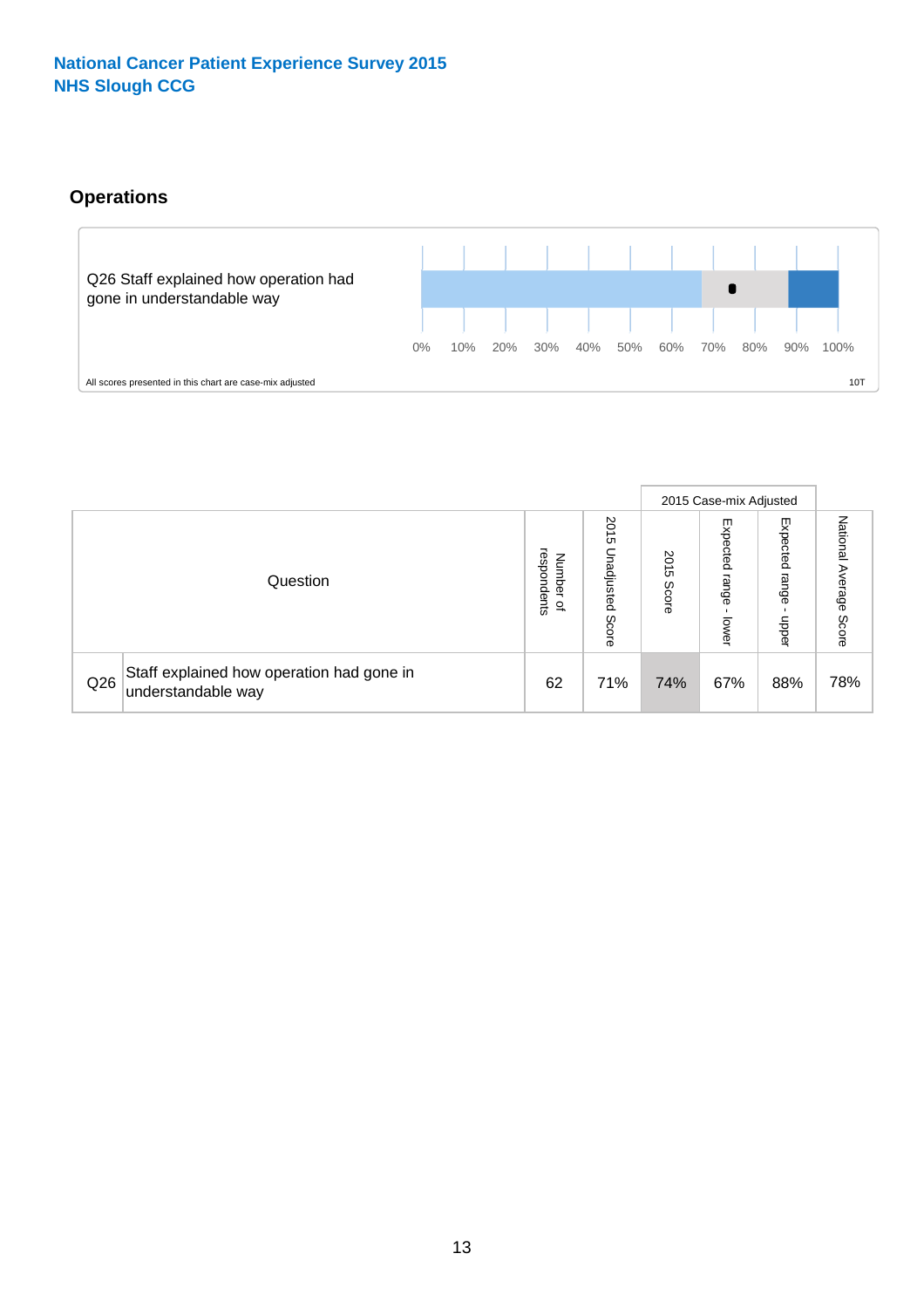National Cancer Patient Experience Survey 2015
NHS Slough CCG

## Operations

Q26 Staff explained how operation had gone in understandable way

0% 10% 20% 30% 40% 50% 60% 70% 80% 90% 100%

All scores presented in this chart are case-mix adjusted

10T

| Question | | Number of respondents | 2015 Unadjusted Score | 2015 Case-mix Adjusted | | | National Average Score |
|---|---|---|---|---|---|---|---|
| | | | | 2015 Score | Expected range - lower | Expected range - upper | |
| Q26 | Staff explained how operation had gone in understandable way | 62 | 71% | 74% | 67% | 88% | 78% |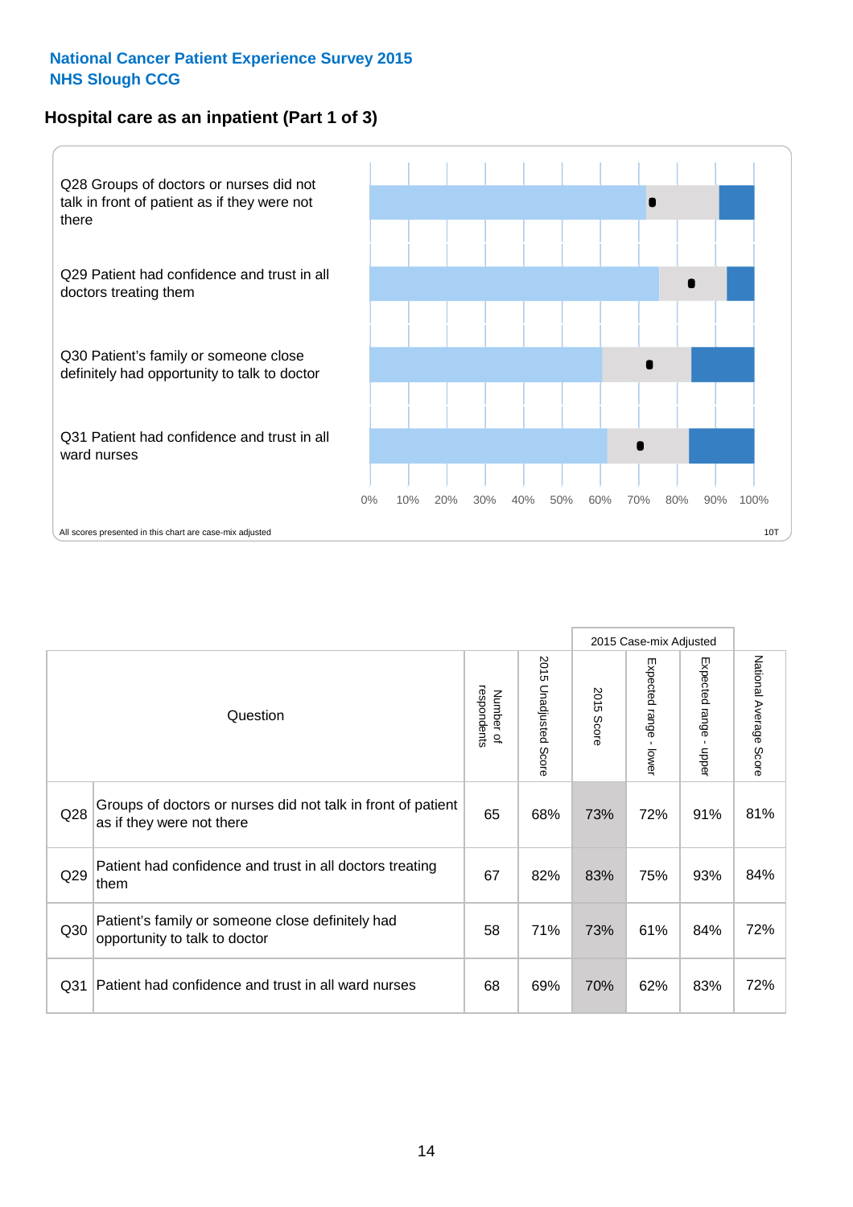**National Cancer Patient Experience Survey 2015**
**NHS Slough CCG**

## Hospital care as an inpatient (Part 1 of 3)

Q28 Groups of doctors or nurses did not talk in front of patient as if they were not there

Q29 Patient had confidence and trust in all doctors treating them

Q30 Patient's family or someone close definitely had opportunity to talk to doctor

Q31 Patient had confidence and trust in all ward nurses

0% 10% 20% 30% 40% 50% 60% 70% 80% 90% 100%

All scores presented in this chart are case-mix adjusted

10T

| | Question | Number of respondents | 2015 Unadjusted Score | 2015 Case-mix Adjusted: 2015 Score | 2015 Case-mix Adjusted: Expected range - lower | 2015 Case-mix Adjusted: Expected range - upper | National Average Score |
|---|---|---|---|---|---|---|---|
| Q28 | Groups of doctors or nurses did not talk in front of patient as if they were not there | 65 | 68% | 73% | 72% | 91% | 81% |
| Q29 | Patient had confidence and trust in all doctors treating them | 67 | 82% | 83% | 75% | 93% | 84% |
| Q30 | Patient's family or someone close definitely had opportunity to talk to doctor | 58 | 71% | 73% | 61% | 84% | 72% |
| Q31 | Patient had confidence and trust in all ward nurses | 68 | 69% | 70% | 62% | 83% | 72% |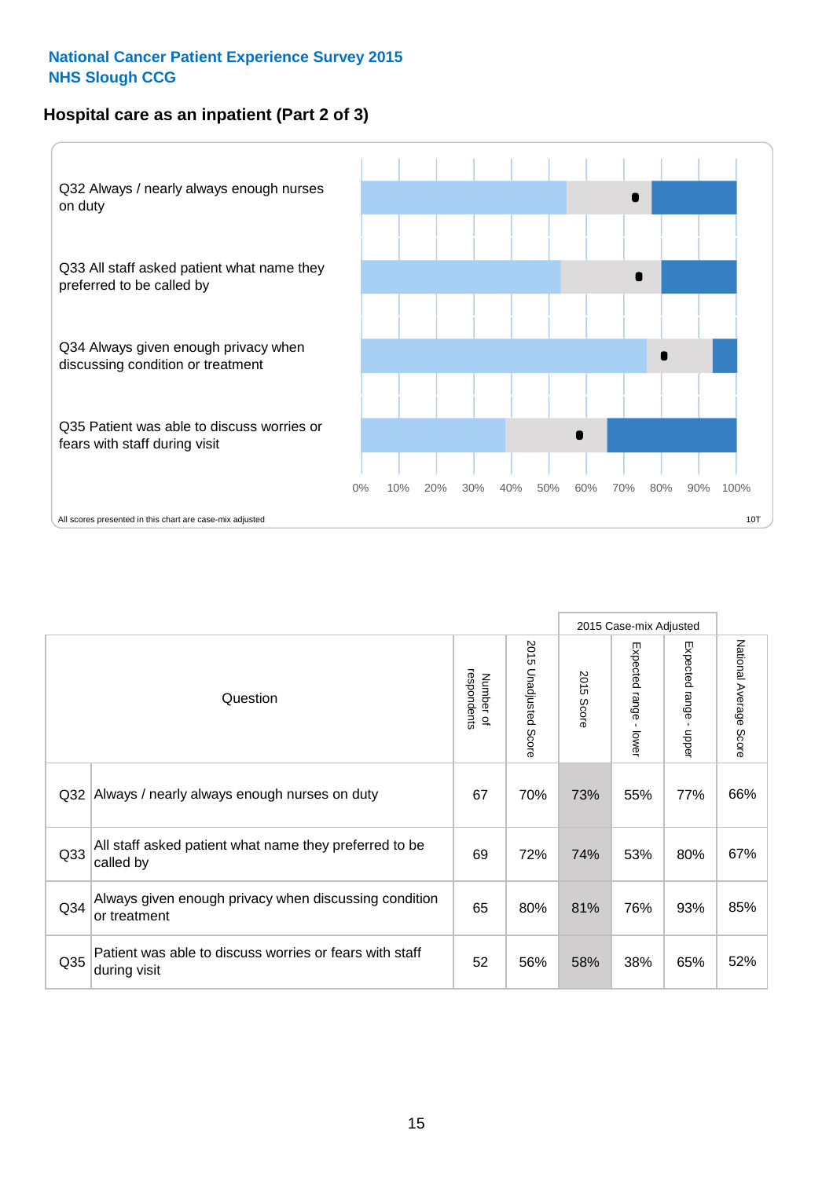National Cancer Patient Experience Survey 2015
NHS Slough CCG

## Hospital care as an inpatient (Part 2 of 3)

Q32 Always / nearly always enough nurses on duty

Q33 All staff asked patient what name they preferred to be called by

Q34 Always given enough privacy when discussing condition or treatment

Q35 Patient was able to discuss worries or fears with staff during visit

0% 10% 20% 30% 40% 50% 60% 70% 80% 90% 100%

All scores presented in this chart are case-mix adjusted

10T

| Question | | Number of respondents | 2015 Unadjusted Score | 2015 Case-mix Adjusted: 2015 Score | 2015 Case-mix Adjusted: Expected range - lower | 2015 Case-mix Adjusted: Expected range - upper | National Average Score |
|---|---|---|---|---|---|---|---|
| Q32 | Always / nearly always enough nurses on duty | 67 | 70% | 73% | 55% | 77% | 66% |
| Q33 | All staff asked patient what name they preferred to be called by | 69 | 72% | 74% | 53% | 80% | 67% |
| Q34 | Always given enough privacy when discussing condition or treatment | 65 | 80% | 81% | 76% | 93% | 85% |
| Q35 | Patient was able to discuss worries or fears with staff during visit | 52 | 56% | 58% | 38% | 65% | 52% |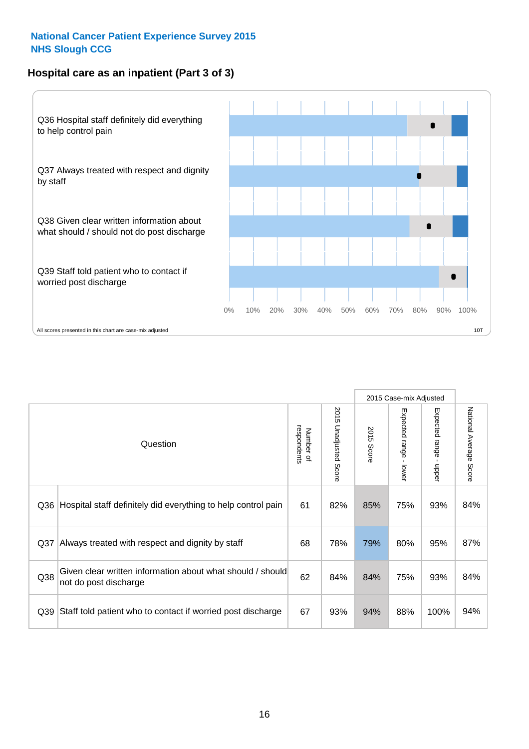National Cancer Patient Experience Survey 2015
NHS Slough CCG

## Hospital care as an inpatient (Part 3 of 3)

Q36 Hospital staff definitely did everything to help control pain

Q37 Always treated with respect and dignity by staff

Q38 Given clear written information about what should / should not do post discharge

Q39 Staff told patient who to contact if worried post discharge

0% 10% 20% 30% 40% 50% 60% 70% 80% 90% 100%

All scores presented in this chart are case-mix adjusted

10T

| | Question | Number of respondents | 2015 Unadjusted Score | 2015 Case-mix Adjusted | | | National Average Score |
|---|---|---|---|---|---|---|---|
| | | | | 2015 Score | Expected range - lower | Expected range - upper | |
| Q36 | Hospital staff definitely did everything to help control pain | 61 | 82% | 85% | 75% | 93% | 84% |
| Q37 | Always treated with respect and dignity by staff | 68 | 78% | 79% | 80% | 95% | 87% |
| Q38 | Given clear written information about what should / should not do post discharge | 62 | 84% | 84% | 75% | 93% | 84% |
| Q39 | Staff told patient who to contact if worried post discharge | 67 | 93% | 94% | 88% | 100% | 94% |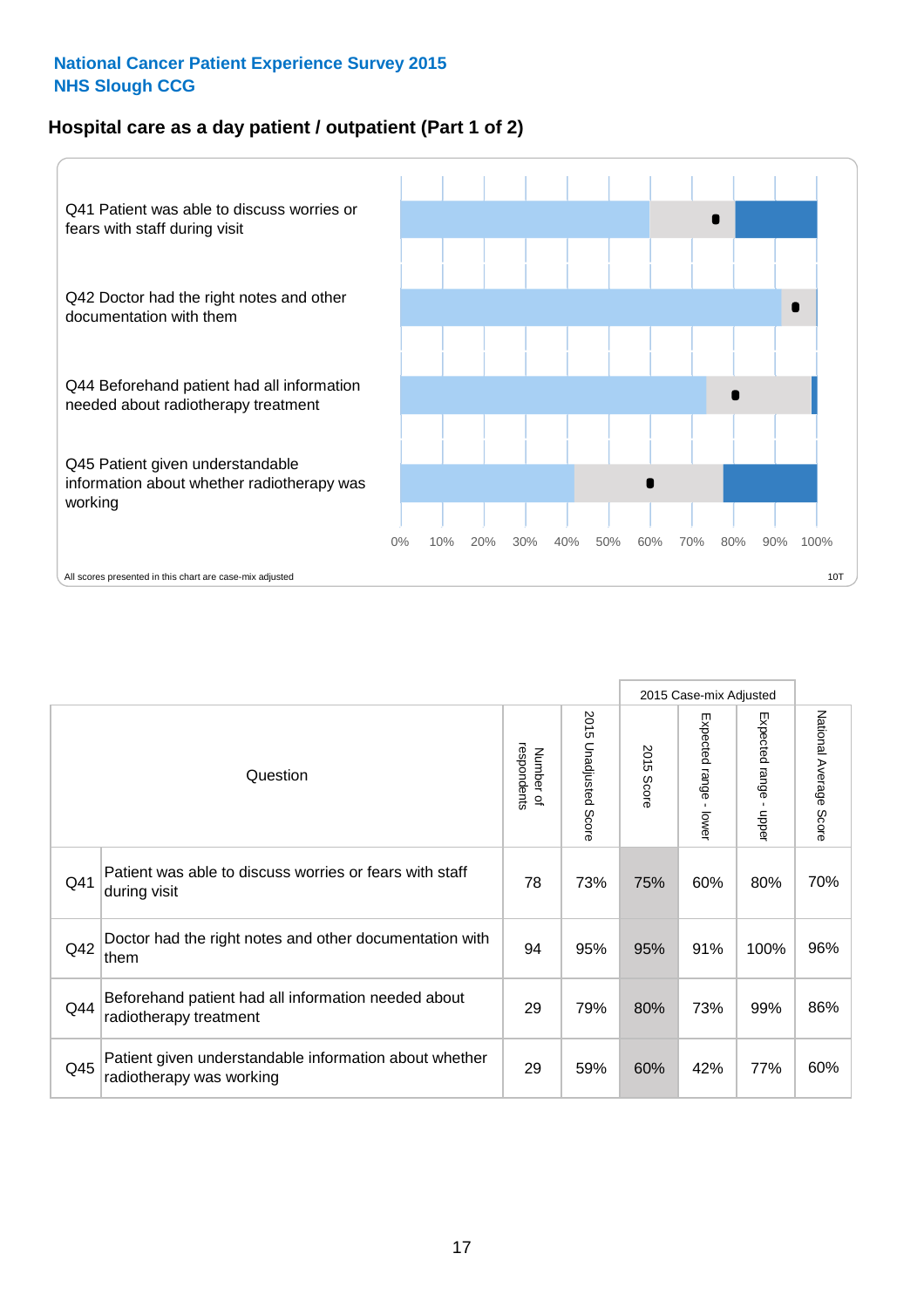National Cancer Patient Experience Survey 2015
NHS Slough CCG

## Hospital care as a day patient / outpatient (Part 1 of 2)

Q41 Patient was able to discuss worries or fears with staff during visit

Q42 Doctor had the right notes and other documentation with them

Q44 Beforehand patient had all information needed about radiotherapy treatment

Q45 Patient given understandable information about whether radiotherapy was working

0% 10% 20% 30% 40% 50% 60% 70% 80% 90% 100%

All scores presented in this chart are case-mix adjusted

10T

| | Question | Number of respondents | 2015 Unadjusted Score | 2015 Case-mix Adjusted | | | National Average Score |
|---|---|---|---|---|---|---|---|
| | | | | 2015 Score | Expected range - lower | Expected range - upper | |
| Q41 | Patient was able to discuss worries or fears with staff during visit | 78 | 73% | 75% | 60% | 80% | 70% |
| Q42 | Doctor had the right notes and other documentation with them | 94 | 95% | 95% | 91% | 100% | 96% |
| Q44 | Beforehand patient had all information needed about radiotherapy treatment | 29 | 79% | 80% | 73% | 99% | 86% |
| Q45 | Patient given understandable information about whether radiotherapy was working | 29 | 59% | 60% | 42% | 77% | 60% |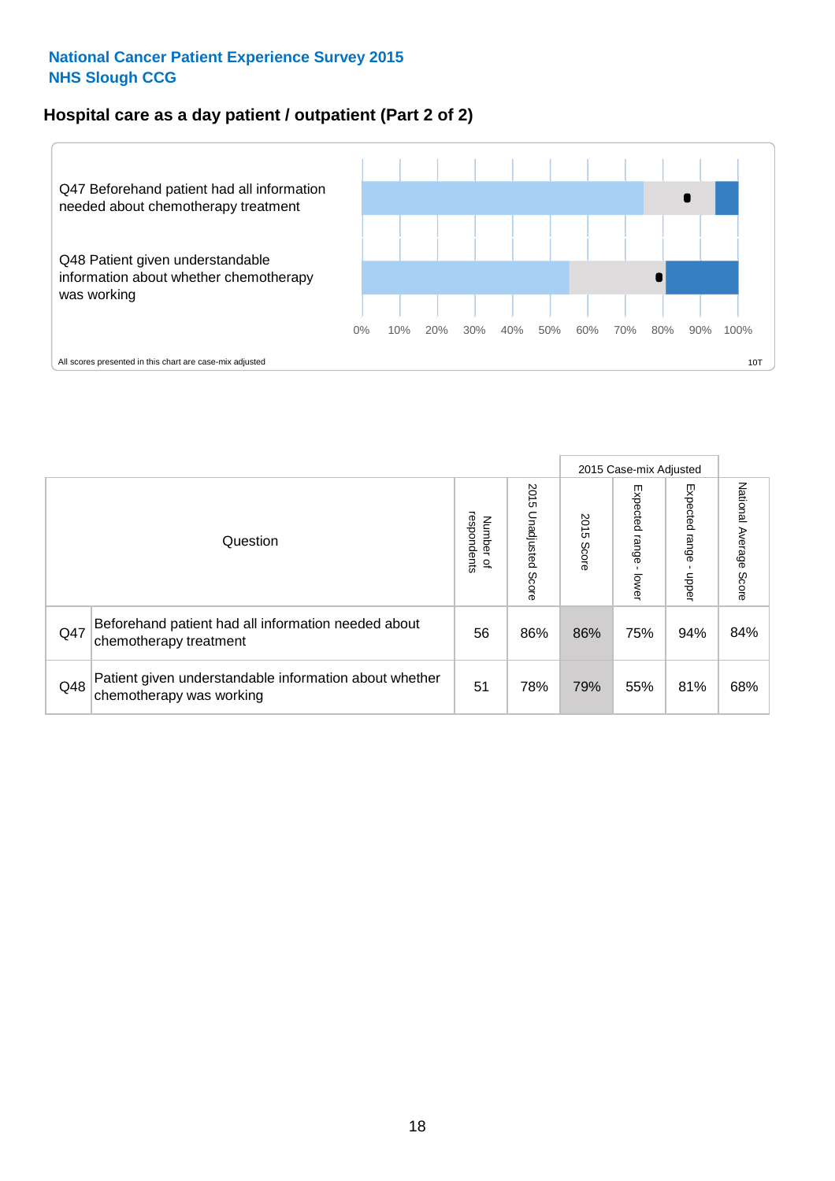National Cancer Patient Experience Survey 2015
NHS Slough CCG

## Hospital care as a day patient / outpatient (Part 2 of 2)

Q47 Beforehand patient had all information needed about chemotherapy treatment

Q48 Patient given understandable information about whether chemotherapy was working

0% 10% 20% 30% 40% 50% 60% 70% 80% 90% 100%

All scores presented in this chart are case-mix adjusted

10T

| Question | | Number of respondents | 2015 Unadjusted Score | 2015 Case-mix Adjusted 2015 Score | 2015 Case-mix Adjusted Expected range - lower | 2015 Case-mix Adjusted Expected range - upper | National Average Score |
|---|---|---|---|---|---|---|---|
| Q47 | Beforehand patient had all information needed about chemotherapy treatment | 56 | 86% | 86% | 75% | 94% | 84% |
| Q48 | Patient given understandable information about whether chemotherapy was working | 51 | 78% | 79% | 55% | 81% | 68% |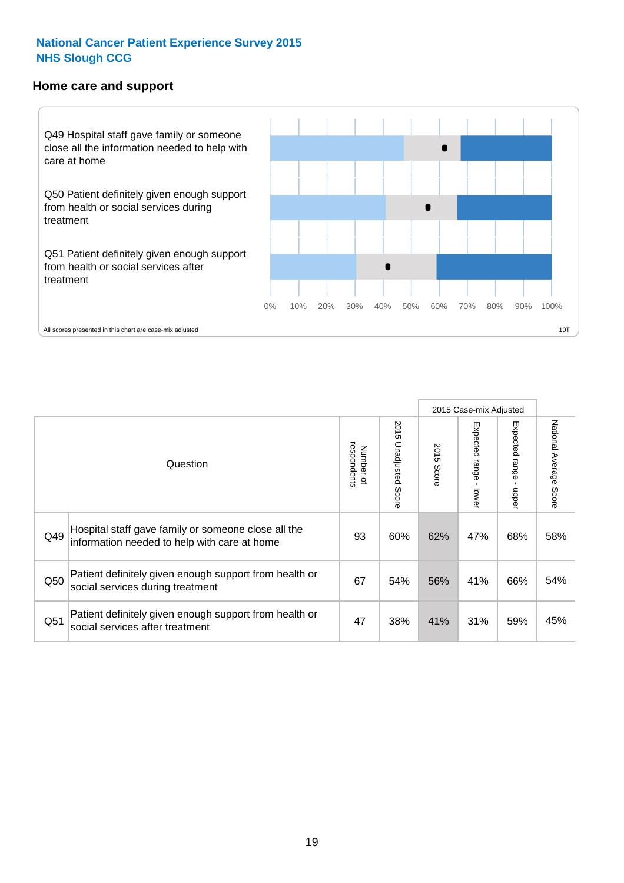## National Cancer Patient Experience Survey 2015
## NHS Slough CCG

### Home care and support

Q49 Hospital staff gave family or someone close all the information needed to help with care at home

Q50 Patient definitely given enough support from health or social services during treatment

Q51 Patient definitely given enough support from health or social services after treatment

0% 10% 20% 30% 40% 50% 60% 70% 80% 90% 100%

All scores presented in this chart are case-mix adjusted

10T

| | Question | Number of respondents | 2015 Unadjusted Score | 2015 Case-mix Adjusted | | | National Average Score |
|---|---|---|---|---|---|---|---|
| | | | | 2015 Score | Expected range - lower | Expected range - upper | |
| Q49 | Hospital staff gave family or someone close all the information needed to help with care at home | 93 | 60% | 62% | 47% | 68% | 58% |
| Q50 | Patient definitely given enough support from health or social services during treatment | 67 | 54% | 56% | 41% | 66% | 54% |
| Q51 | Patient definitely given enough support from health or social services after treatment | 47 | 38% | 41% | 31% | 59% | 45% |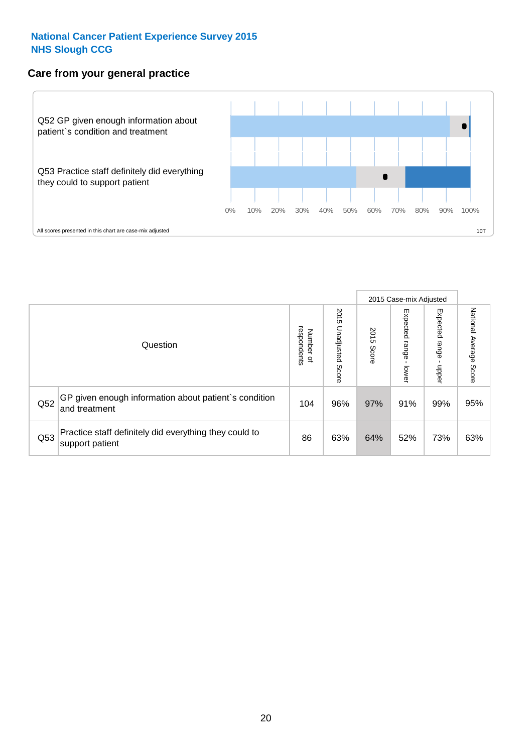National Cancer Patient Experience Survey 2015
NHS Slough CCG

## Care from your general practice

Q52 GP given enough information about patient`s condition and treatment

Q53 Practice staff definitely did everything they could to support patient

0% 10% 20% 30% 40% 50% 60% 70% 80% 90% 100%

All scores presented in this chart are case-mix adjusted

10T

| Question | | Number of respondents | 2015 Unadjusted Score | 2015 Case-mix Adjusted 2015 Score | 2015 Case-mix Adjusted Expected range - lower | 2015 Case-mix Adjusted Expected range - upper | National Average Score |
|---|---|---|---|---|---|---|---|
| Q52 | GP given enough information about patient`s condition and treatment | 104 | 96% | 97% | 91% | 99% | 95% |
| Q53 | Practice staff definitely did everything they could to support patient | 86 | 63% | 64% | 52% | 73% | 63% |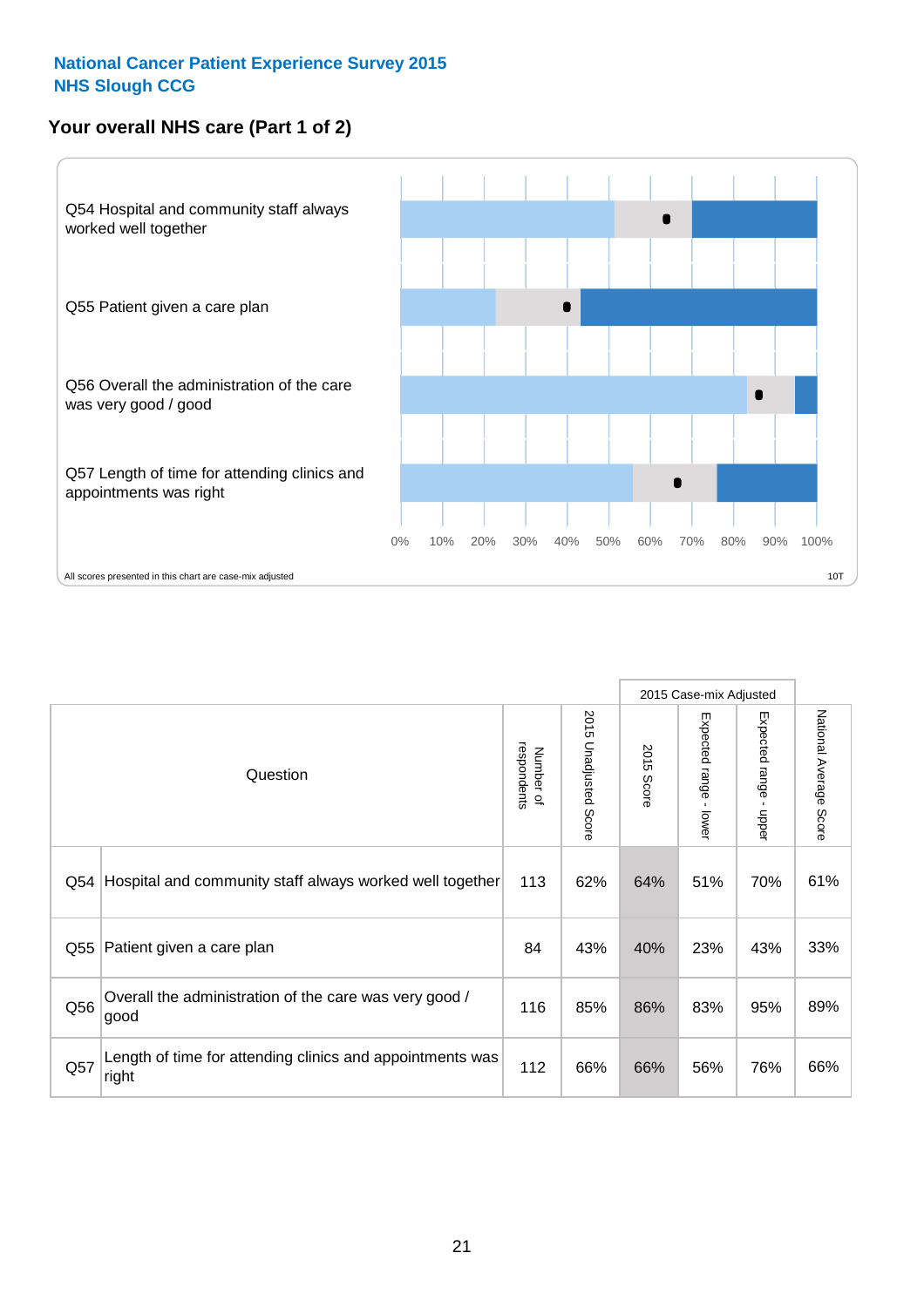National Cancer Patient Experience Survey 2015
NHS Slough CCG

## Your overall NHS care (Part 1 of 2)

Q54 Hospital and community staff always worked well together

Q55 Patient given a care plan

Q56 Overall the administration of the care was very good / good

Q57 Length of time for attending clinics and appointments was right

0% 10% 20% 30% 40% 50% 60% 70% 80% 90% 100%

All scores presented in this chart are case-mix adjusted

10T

| Question | | Number of respondents | 2015 Unadjusted Score | 2015 Case-mix Adjusted | | | National Average Score |
|---|---|---|---|---|---|---|---|
| | | | | 2015 Score | Expected range - lower | Expected range - upper | |
| Q54 | Hospital and community staff always worked well together | 113 | 62% | 64% | 51% | 70% | 61% |
| Q55 | Patient given a care plan | 84 | 43% | 40% | 23% | 43% | 33% |
| Q56 | Overall the administration of the care was very good / good | 116 | 85% | 86% | 83% | 95% | 89% |
| Q57 | Length of time for attending clinics and appointments was right | 112 | 66% | 66% | 56% | 76% | 66% |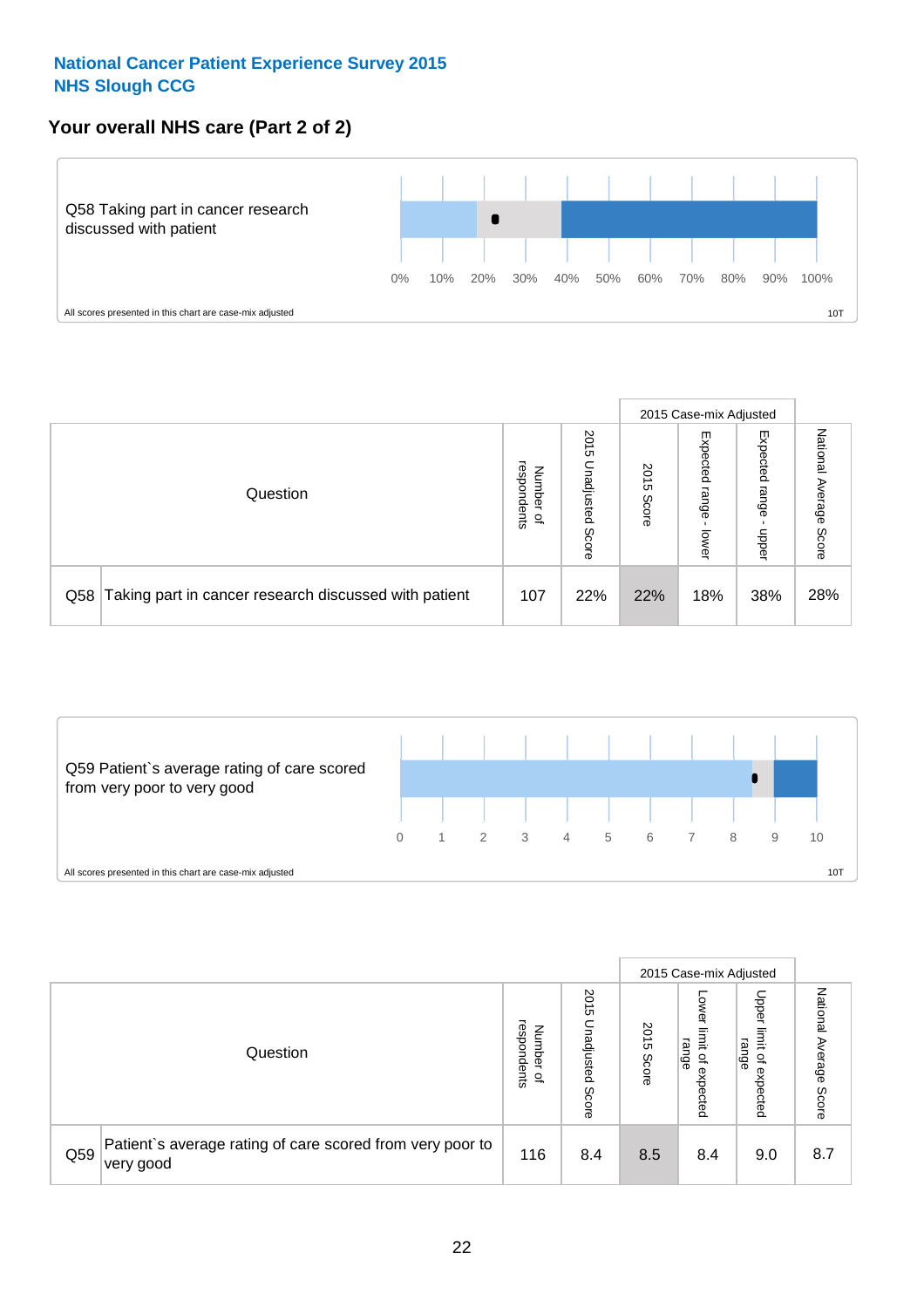**National Cancer Patient Experience Survey 2015**
**NHS Slough CCG**

## Your overall NHS care (Part 2 of 2)

Q58 Taking part in cancer research discussed with patient

0% 10% 20% 30% 40% 50% 60% 70% 80% 90% 100%

All scores presented in this chart are case-mix adjusted

10T

| Question | | Number of respondents | 2015 Unadjusted Score | 2015 Case-mix Adjusted | | | National Average Score |
|---|---|---|---|---|---|---|---|
| | | | | 2015 Score | Expected range - lower | Expected range - upper | |
| Q58 | Taking part in cancer research discussed with patient | 107 | 22% | 22% | 18% | 38% | 28% |

Q59 Patient`s average rating of care scored from very poor to very good

0 1 2 3 4 5 6 7 8 9 10

All scores presented in this chart are case-mix adjusted

10T

| Question | | Number of respondents | 2015 Unadjusted Score | 2015 Case-mix Adjusted | | | National Average Score |
|---|---|---|---|---|---|---|---|
| | | | | 2015 Score | Lower limit of expected range | Upper limit of expected range | |
| Q59 | Patient`s average rating of care scored from very poor to very good | 116 | 8.4 | 8.5 | 8.4 | 9.0 | 8.7 |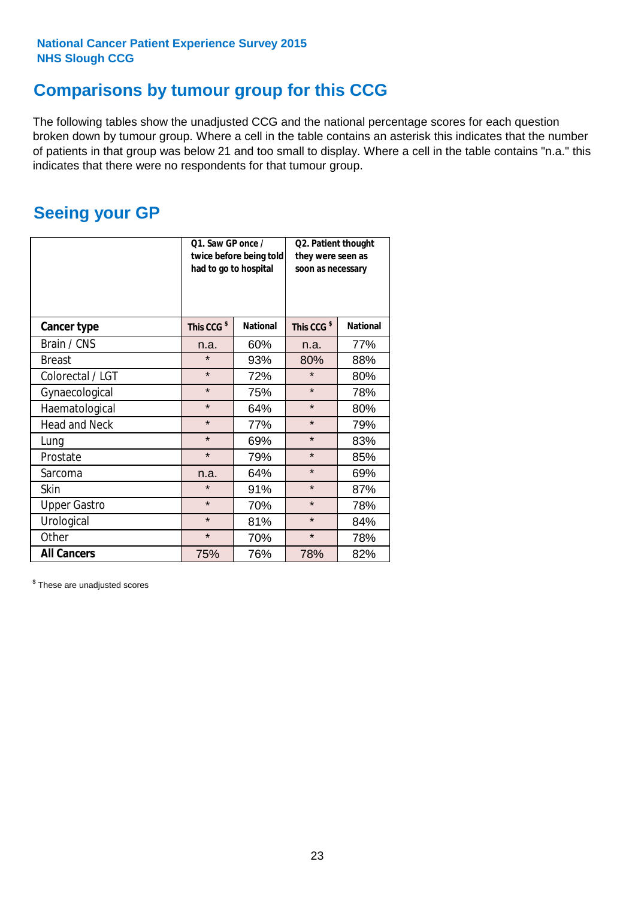National Cancer Patient Experience Survey 2015
NHS Slough CCG

## Comparisons by tumour group for this CCG

The following tables show the unadjusted CCG and the national percentage scores for each question broken down by tumour group. Where a cell in the table contains an asterisk this indicates that the number of patients in that group was below 21 and too small to display. Where a cell in the table contains "n.a." this indicates that there were no respondents for that tumour group.

## Seeing your GP

| | Q1. Saw GP once / twice before being told had to go to hospital | | Q2. Patient thought they were seen as soon as necessary | |
|---|---|---|---|---|
| **Cancer type** | **This CCG $** | **National** | **This CCG $** | **National** |
| Brain / CNS | n.a. | 60% | n.a. | 77% |
| Breast | * | 93% | 80% | 88% |
| Colorectal / LGT | * | 72% | * | 80% |
| Gynaecological | * | 75% | * | 78% |
| Haematological | * | 64% | * | 80% |
| Head and Neck | * | 77% | * | 79% |
| Lung | * | 69% | * | 83% |
| Prostate | * | 79% | * | 85% |
| Sarcoma | n.a. | 64% | * | 69% |
| Skin | * | 91% | * | 87% |
| Upper Gastro | * | 70% | * | 78% |
| Urological | * | 81% | * | 84% |
| Other | * | 70% | * | 78% |
| **All Cancers** | 75% | 76% | 78% | 82% |

$ These are unadjusted scores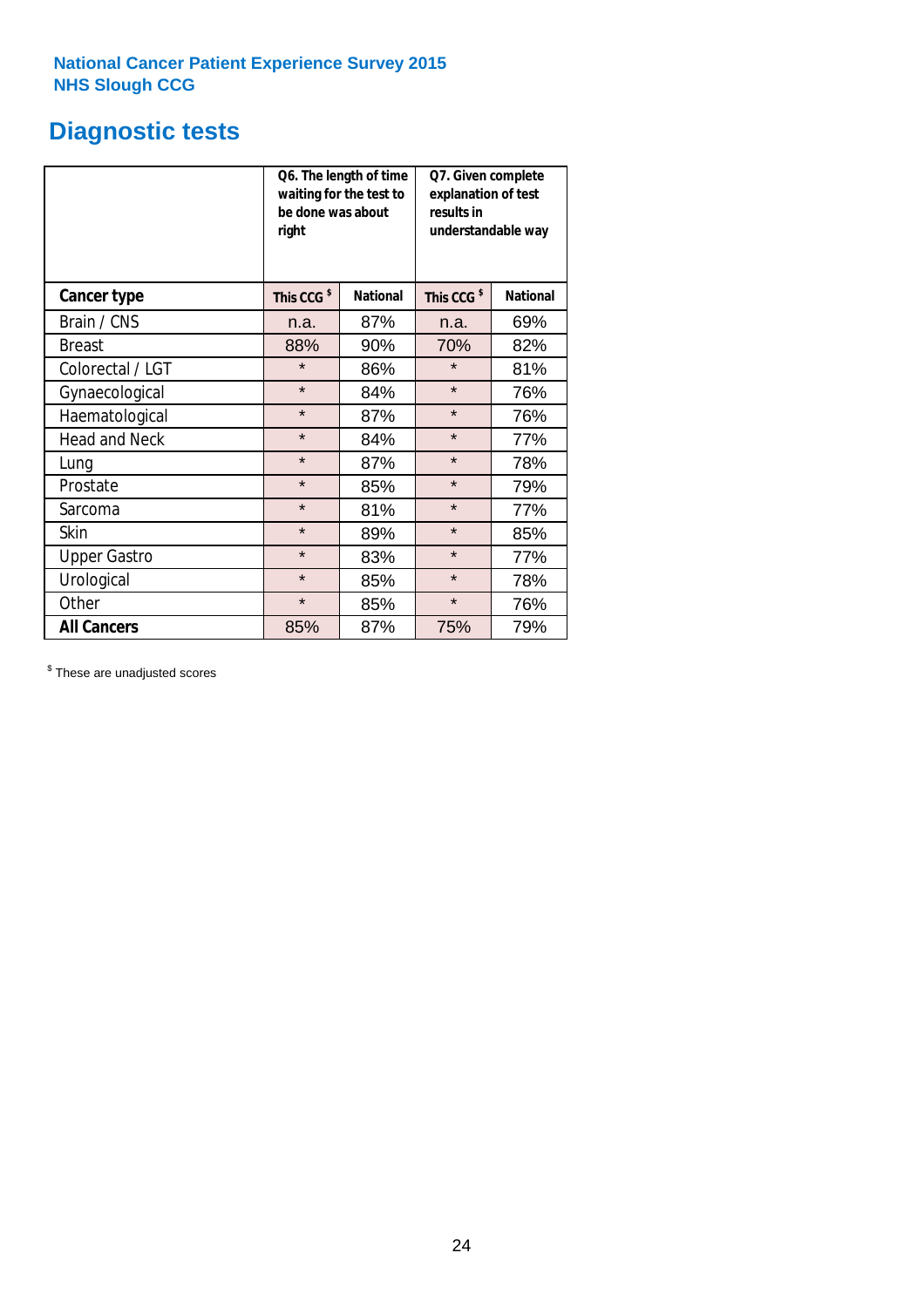National Cancer Patient Experience Survey 2015
NHS Slough CCG

# Diagnostic tests

| | Q6. The length of time waiting for the test to be done was about right | | Q7. Given complete explanation of test results in understandable way | |
|---|---|---|---|---|
| **Cancer type** | **This CCG $** | **National** | **This CCG $** | **National** |
| Brain / CNS | n.a. | 87% | n.a. | 69% |
| Breast | 88% | 90% | 70% | 82% |
| Colorectal / LGT | * | 86% | * | 81% |
| Gynaecological | * | 84% | * | 76% |
| Haematological | * | 87% | * | 76% |
| Head and Neck | * | 84% | * | 77% |
| Lung | * | 87% | * | 78% |
| Prostate | * | 85% | * | 79% |
| Sarcoma | * | 81% | * | 77% |
| Skin | * | 89% | * | 85% |
| Upper Gastro | * | 83% | * | 77% |
| Urological | * | 85% | * | 78% |
| Other | * | 85% | * | 76% |
| **All Cancers** | 85% | 87% | 75% | 79% |

$ These are unadjusted scores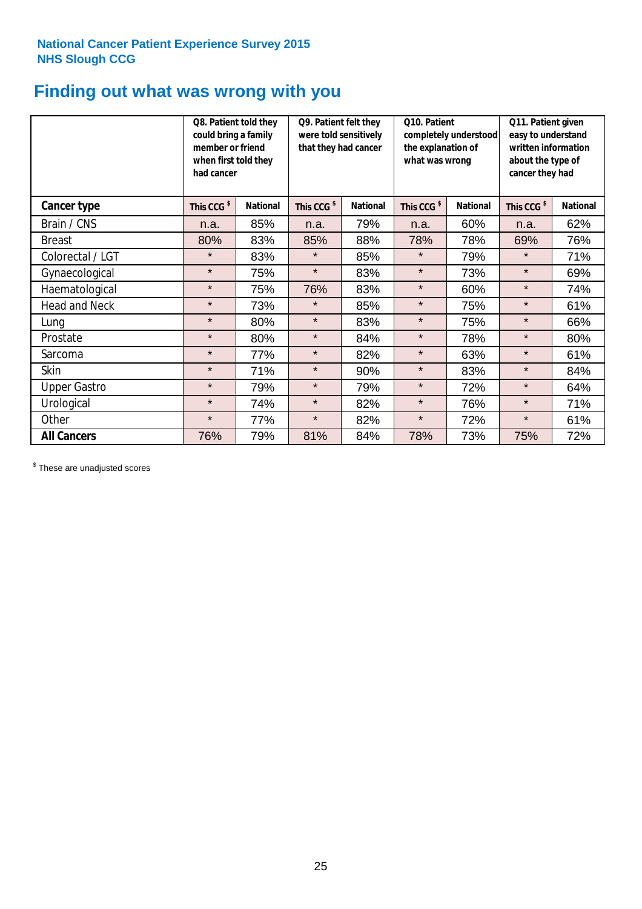National Cancer Patient Experience Survey 2015
NHS Slough CCG

# Finding out what was wrong with you

| | Q8. Patient told they could bring a family member or friend when first told they had cancer | | Q9. Patient felt they were told sensitively that they had cancer | | Q10. Patient completely understood the explanation of what was wrong | | Q11. Patient given easy to understand written information about the type of cancer they had | |
|---|---|---|---|---|---|---|---|---|
| **Cancer type** | **This CCG $** | **National** | **This CCG $** | **National** | **This CCG $** | **National** | **This CCG $** | **National** |
| Brain / CNS | n.a. | 85% | n.a. | 79% | n.a. | 60% | n.a. | 62% |
| Breast | 80% | 83% | 85% | 88% | 78% | 78% | 69% | 76% |
| Colorectal / LGT | * | 83% | * | 85% | * | 79% | * | 71% |
| Gynaecological | * | 75% | * | 83% | * | 73% | * | 69% |
| Haematological | * | 75% | 76% | 83% | * | 60% | * | 74% |
| Head and Neck | * | 73% | * | 85% | * | 75% | * | 61% |
| Lung | * | 80% | * | 83% | * | 75% | * | 66% |
| Prostate | * | 80% | * | 84% | * | 78% | * | 80% |
| Sarcoma | * | 77% | * | 82% | * | 63% | * | 61% |
| Skin | * | 71% | * | 90% | * | 83% | * | 84% |
| Upper Gastro | * | 79% | * | 79% | * | 72% | * | 64% |
| Urological | * | 74% | * | 82% | * | 76% | * | 71% |
| Other | * | 77% | * | 82% | * | 72% | * | 61% |
| **All Cancers** | 76% | 79% | 81% | 84% | 78% | 73% | 75% | 72% |

$ These are unadjusted scores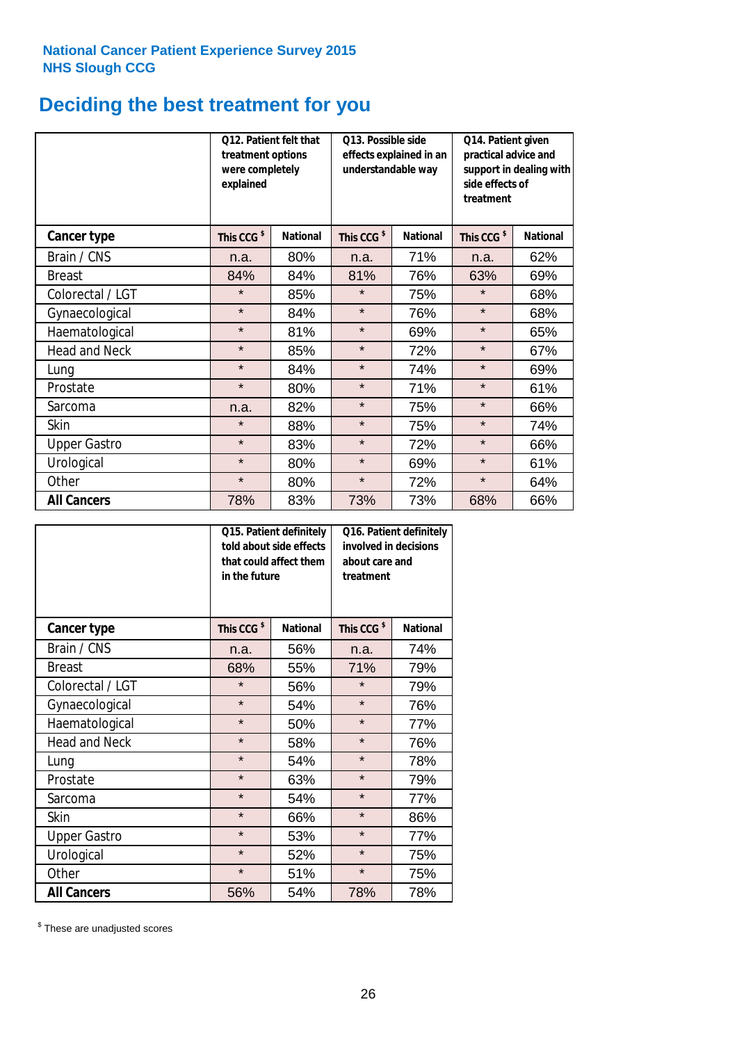**National Cancer Patient Experience Survey 2015**
**NHS Slough CCG**

# Deciding the best treatment for you

| | Q12. Patient felt that treatment options were completely explained | | Q13. Possible side effects explained in an understandable way | | Q14. Patient given practical advice and support in dealing with side effects of treatment | |
|---|---|---|---|---|---|---|
| **Cancer type** | **This CCG $** | **National** | **This CCG $** | **National** | **This CCG $** | **National** |
| Brain / CNS | n.a. | 80% | n.a. | 71% | n.a. | 62% |
| Breast | 84% | 84% | 81% | 76% | 63% | 69% |
| Colorectal / LGT | * | 85% | * | 75% | * | 68% |
| Gynaecological | * | 84% | * | 76% | * | 68% |
| Haematological | * | 81% | * | 69% | * | 65% |
| Head and Neck | * | 85% | * | 72% | * | 67% |
| Lung | * | 84% | * | 74% | * | 69% |
| Prostate | * | 80% | * | 71% | * | 61% |
| Sarcoma | n.a. | 82% | * | 75% | * | 66% |
| Skin | * | 88% | * | 75% | * | 74% |
| Upper Gastro | * | 83% | * | 72% | * | 66% |
| Urological | * | 80% | * | 69% | * | 61% |
| Other | * | 80% | * | 72% | * | 64% |
| **All Cancers** | 78% | 83% | 73% | 73% | 68% | 66% |

| | Q15. Patient definitely told about side effects that could affect them in the future | | Q16. Patient definitely involved in decisions about care and treatment | |
|---|---|---|---|---|
| **Cancer type** | **This CCG $** | **National** | **This CCG $** | **National** |
| Brain / CNS | n.a. | 56% | n.a. | 74% |
| Breast | 68% | 55% | 71% | 79% |
| Colorectal / LGT | * | 56% | * | 79% |
| Gynaecological | * | 54% | * | 76% |
| Haematological | * | 50% | * | 77% |
| Head and Neck | * | 58% | * | 76% |
| Lung | * | 54% | * | 78% |
| Prostate | * | 63% | * | 79% |
| Sarcoma | * | 54% | * | 77% |
| Skin | * | 66% | * | 86% |
| Upper Gastro | * | 53% | * | 77% |
| Urological | * | 52% | * | 75% |
| Other | * | 51% | * | 75% |
| **All Cancers** | 56% | 54% | 78% | 78% |

$ These are unadjusted scores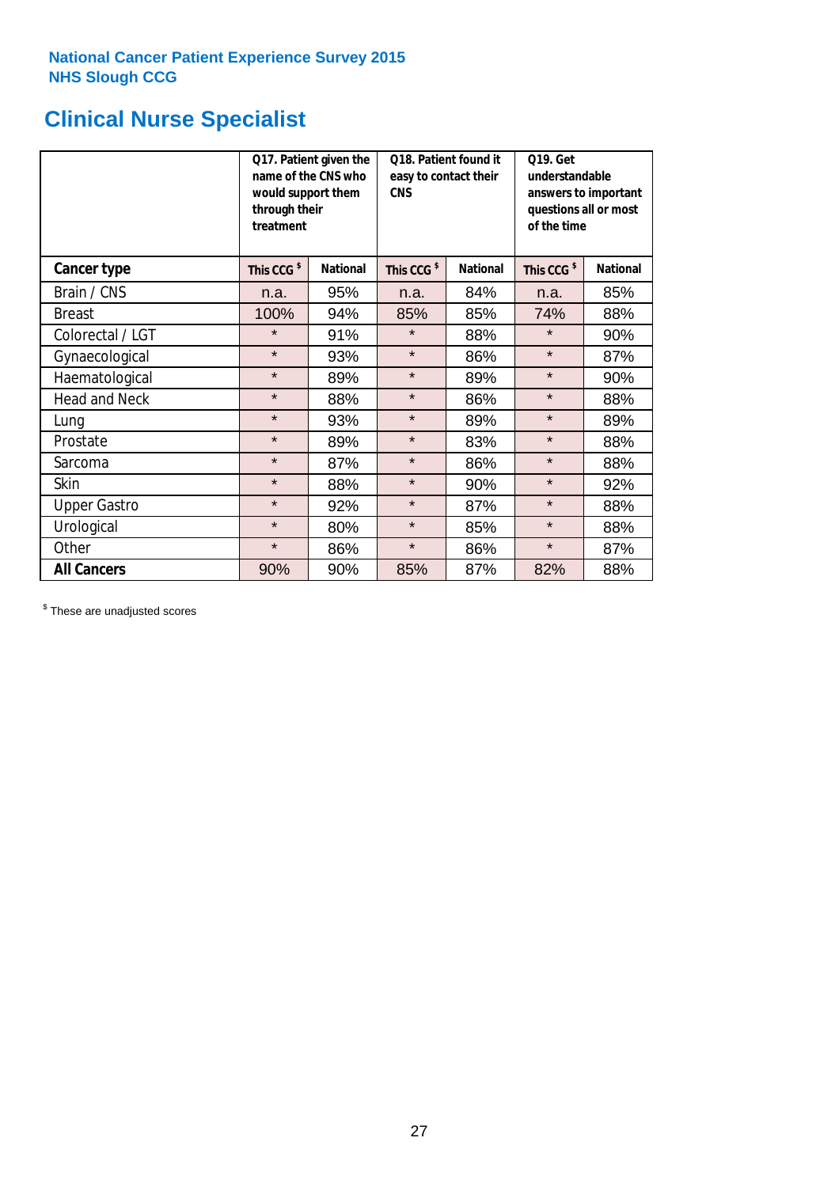National Cancer Patient Experience Survey 2015
NHS Slough CCG

## Clinical Nurse Specialist

| | Q17. Patient given the name of the CNS who would support them through their treatment | | Q18. Patient found it easy to contact their CNS | | Q19. Get understandable answers to important questions all or most of the time | |
|---|---|---|---|---|---|---|
| **Cancer type** | This CCG [$] | National | This CCG [$] | National | This CCG [$] | National |
| Brain / CNS | n.a. | 95% | n.a. | 84% | n.a. | 85% |
| Breast | 100% | 94% | 85% | 85% | 74% | 88% |
| Colorectal / LGT | * | 91% | * | 88% | * | 90% |
| Gynaecological | * | 93% | * | 86% | * | 87% |
| Haematological | * | 89% | * | 89% | * | 90% |
| Head and Neck | * | 88% | * | 86% | * | 88% |
| Lung | * | 93% | * | 89% | * | 89% |
| Prostate | * | 89% | * | 83% | * | 88% |
| Sarcoma | * | 87% | * | 86% | * | 88% |
| Skin | * | 88% | * | 90% | * | 92% |
| Upper Gastro | * | 92% | * | 87% | * | 88% |
| Urological | * | 80% | * | 85% | * | 88% |
| Other | * | 86% | * | 86% | * | 87% |
| **All Cancers** | 90% | 90% | 85% | 87% | 82% | 88% |

[$] These are unadjusted scores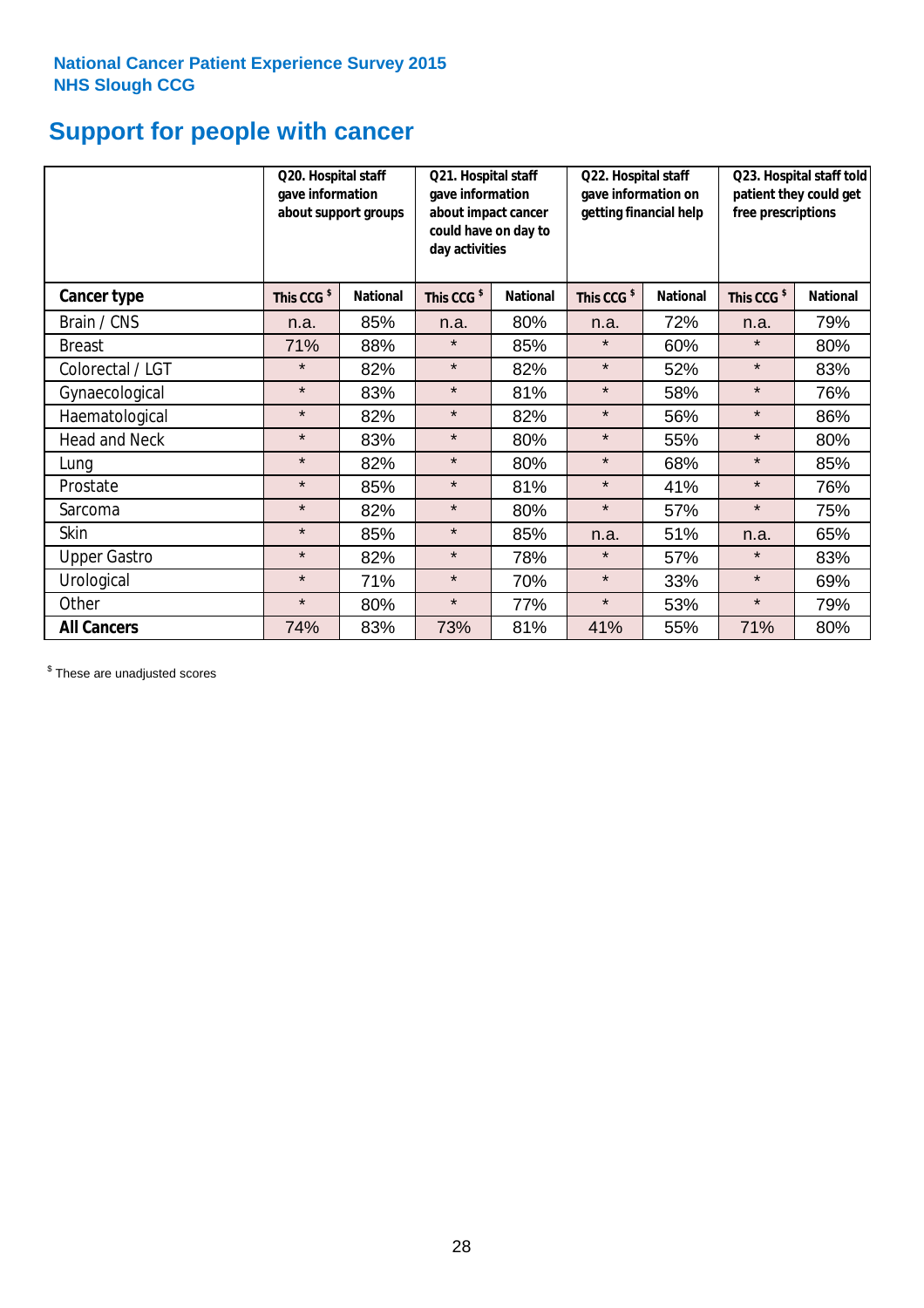National Cancer Patient Experience Survey 2015
NHS Slough CCG

# Support for people with cancer

| | Q20. Hospital staff gave information about support groups | | Q21. Hospital staff gave information about impact cancer could have on day to day activities | | Q22. Hospital staff gave information on getting financial help | | Q23. Hospital staff told patient they could get free prescriptions | |
|---|---|---|---|---|---|---|---|---|
| **Cancer type** | This CCG $ | National | This CCG $ | National | This CCG $ | National | This CCG $ | National |
| Brain / CNS | n.a. | 85% | n.a. | 80% | n.a. | 72% | n.a. | 79% |
| Breast | 71% | 88% | * | 85% | * | 60% | * | 80% |
| Colorectal / LGT | * | 82% | * | 82% | * | 52% | * | 83% |
| Gynaecological | * | 83% | * | 81% | * | 58% | * | 76% |
| Haematological | * | 82% | * | 82% | * | 56% | * | 86% |
| Head and Neck | * | 83% | * | 80% | * | 55% | * | 80% |
| Lung | * | 82% | * | 80% | * | 68% | * | 85% |
| Prostate | * | 85% | * | 81% | * | 41% | * | 76% |
| Sarcoma | * | 82% | * | 80% | * | 57% | * | 75% |
| Skin | * | 85% | * | 85% | n.a. | 51% | n.a. | 65% |
| Upper Gastro | * | 82% | * | 78% | * | 57% | * | 83% |
| Urological | * | 71% | * | 70% | * | 33% | * | 69% |
| Other | * | 80% | * | 77% | * | 53% | * | 79% |
| **All Cancers** | 74% | 83% | 73% | 81% | 41% | 55% | 71% | 80% |

$ These are unadjusted scores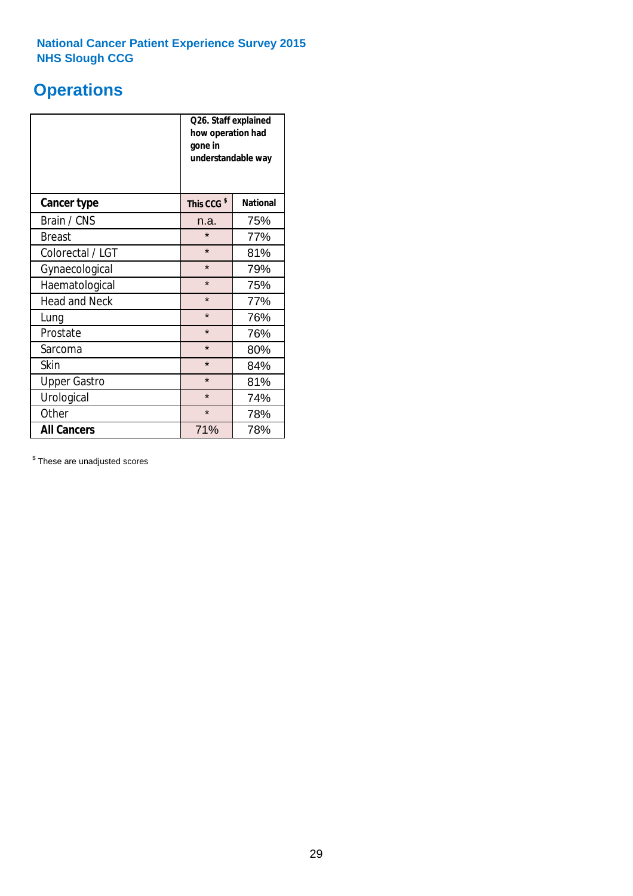National Cancer Patient Experience Survey 2015
NHS Slough CCG

# Operations

| | Q26. Staff explained how operation had gone in understandable way | |
|---|---|---|
| **Cancer type** | **This CCG $** | **National** |
| Brain / CNS | n.a. | 75% |
| Breast | * | 77% |
| Colorectal / LGT | * | 81% |
| Gynaecological | * | 79% |
| Haematological | * | 75% |
| Head and Neck | * | 77% |
| Lung | * | 76% |
| Prostate | * | 76% |
| Sarcoma | * | 80% |
| Skin | * | 84% |
| Upper Gastro | * | 81% |
| Urological | * | 74% |
| Other | * | 78% |
| **All Cancers** | 71% | 78% |

$ These are unadjusted scores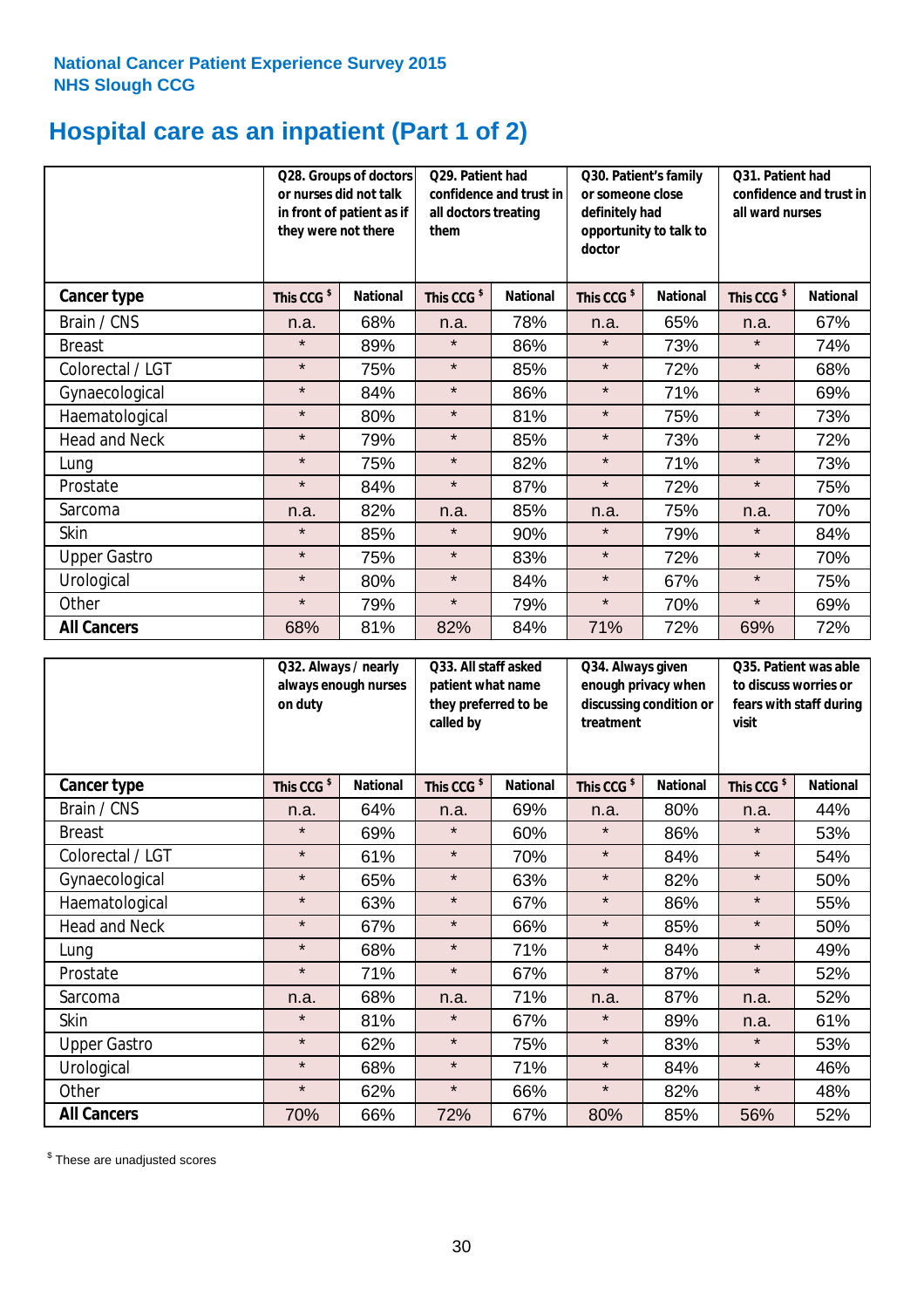National Cancer Patient Experience Survey 2015
NHS Slough CCG

# Hospital care as an inpatient (Part 1 of 2)

| | Q28. Groups of doctors or nurses did not talk in front of patient as if they were not there | | Q29. Patient had confidence and trust in all doctors treating them | | Q30. Patient's family or someone close definitely had opportunity to talk to doctor | | Q31. Patient had confidence and trust in all ward nurses | |
|---|---|---|---|---|---|---|---|---|
| **Cancer type** | This CCG $ | National | This CCG $ | National | This CCG $ | National | This CCG $ | National |
| Brain / CNS | n.a. | 68% | n.a. | 78% | n.a. | 65% | n.a. | 67% |
| Breast | * | 89% | * | 86% | * | 73% | * | 74% |
| Colorectal / LGT | * | 75% | * | 85% | * | 72% | * | 68% |
| Gynaecological | * | 84% | * | 86% | * | 71% | * | 69% |
| Haematological | * | 80% | * | 81% | * | 75% | * | 73% |
| Head and Neck | * | 79% | * | 85% | * | 73% | * | 72% |
| Lung | * | 75% | * | 82% | * | 71% | * | 73% |
| Prostate | * | 84% | * | 87% | * | 72% | * | 75% |
| Sarcoma | n.a. | 82% | n.a. | 85% | n.a. | 75% | n.a. | 70% |
| Skin | * | 85% | * | 90% | * | 79% | * | 84% |
| Upper Gastro | * | 75% | * | 83% | * | 72% | * | 70% |
| Urological | * | 80% | * | 84% | * | 67% | * | 75% |
| Other | * | 79% | * | 79% | * | 70% | * | 69% |
| **All Cancers** | 68% | 81% | 82% | 84% | 71% | 72% | 69% | 72% |

| | Q32. Always / nearly always enough nurses on duty | | Q33. All staff asked patient what name they preferred to be called by | | Q34. Always given enough privacy when discussing condition or treatment | | Q35. Patient was able to discuss worries or fears with staff during visit | |
|---|---|---|---|---|---|---|---|---|
| **Cancer type** | This CCG $ | National | This CCG $ | National | This CCG $ | National | This CCG $ | National |
| Brain / CNS | n.a. | 64% | n.a. | 69% | n.a. | 80% | n.a. | 44% |
| Breast | * | 69% | * | 60% | * | 86% | * | 53% |
| Colorectal / LGT | * | 61% | * | 70% | * | 84% | * | 54% |
| Gynaecological | * | 65% | * | 63% | * | 82% | * | 50% |
| Haematological | * | 63% | * | 67% | * | 86% | * | 55% |
| Head and Neck | * | 67% | * | 66% | * | 85% | * | 50% |
| Lung | * | 68% | * | 71% | * | 84% | * | 49% |
| Prostate | * | 71% | * | 67% | * | 87% | * | 52% |
| Sarcoma | n.a. | 68% | n.a. | 71% | n.a. | 87% | n.a. | 52% |
| Skin | * | 81% | * | 67% | * | 89% | n.a. | 61% |
| Upper Gastro | * | 62% | * | 75% | * | 83% | * | 53% |
| Urological | * | 68% | * | 71% | * | 84% | * | 46% |
| Other | * | 62% | * | 66% | * | 82% | * | 48% |
| **All Cancers** | 70% | 66% | 72% | 67% | 80% | 85% | 56% | 52% |

$ These are unadjusted scores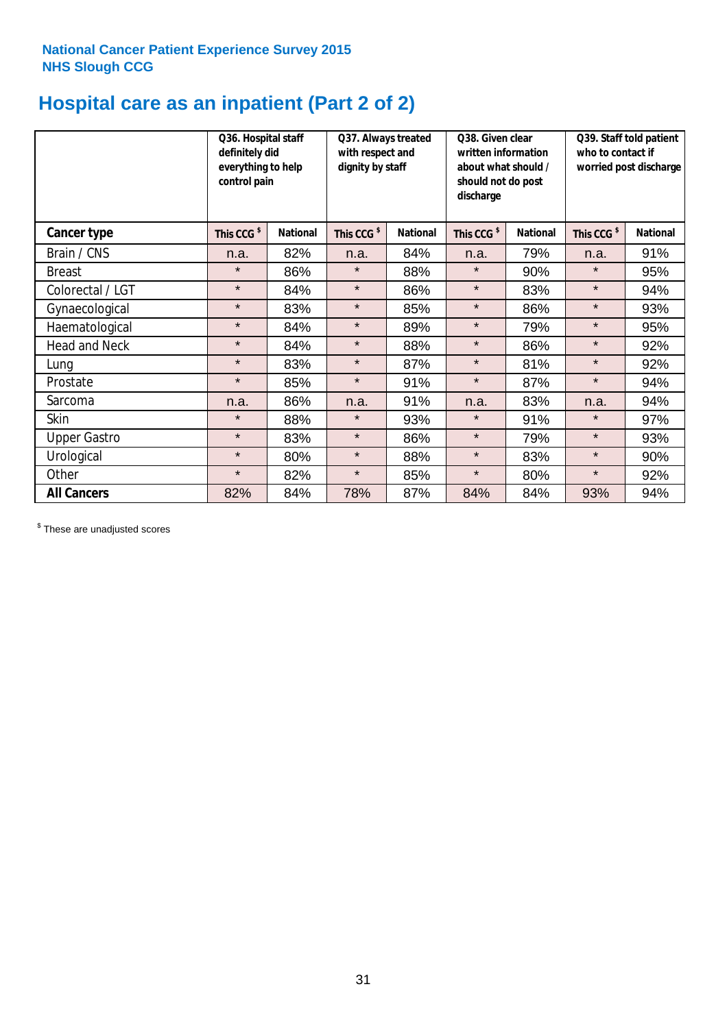National Cancer Patient Experience Survey 2015
NHS Slough CCG

# Hospital care as an inpatient (Part 2 of 2)

| | Q36. Hospital staff definitely did everything to help control pain | | Q37. Always treated with respect and dignity by staff | | Q38. Given clear written information about what should / should not do post discharge | | Q39. Staff told patient who to contact if worried post discharge | |
|---|---|---|---|---|---|---|---|---|
| **Cancer type** | This CCG $ | National | This CCG $ | National | This CCG $ | National | This CCG $ | National |
| Brain / CNS | n.a. | 82% | n.a. | 84% | n.a. | 79% | n.a. | 91% |
| Breast | * | 86% | * | 88% | * | 90% | * | 95% |
| Colorectal / LGT | * | 84% | * | 86% | * | 83% | * | 94% |
| Gynaecological | * | 83% | * | 85% | * | 86% | * | 93% |
| Haematological | * | 84% | * | 89% | * | 79% | * | 95% |
| Head and Neck | * | 84% | * | 88% | * | 86% | * | 92% |
| Lung | * | 83% | * | 87% | * | 81% | * | 92% |
| Prostate | * | 85% | * | 91% | * | 87% | * | 94% |
| Sarcoma | n.a. | 86% | n.a. | 91% | n.a. | 83% | n.a. | 94% |
| Skin | * | 88% | * | 93% | * | 91% | * | 97% |
| Upper Gastro | * | 83% | * | 86% | * | 79% | * | 93% |
| Urological | * | 80% | * | 88% | * | 83% | * | 90% |
| Other | * | 82% | * | 85% | * | 80% | * | 92% |
| **All Cancers** | 82% | 84% | 78% | 87% | 84% | 84% | 93% | 94% |

$ These are unadjusted scores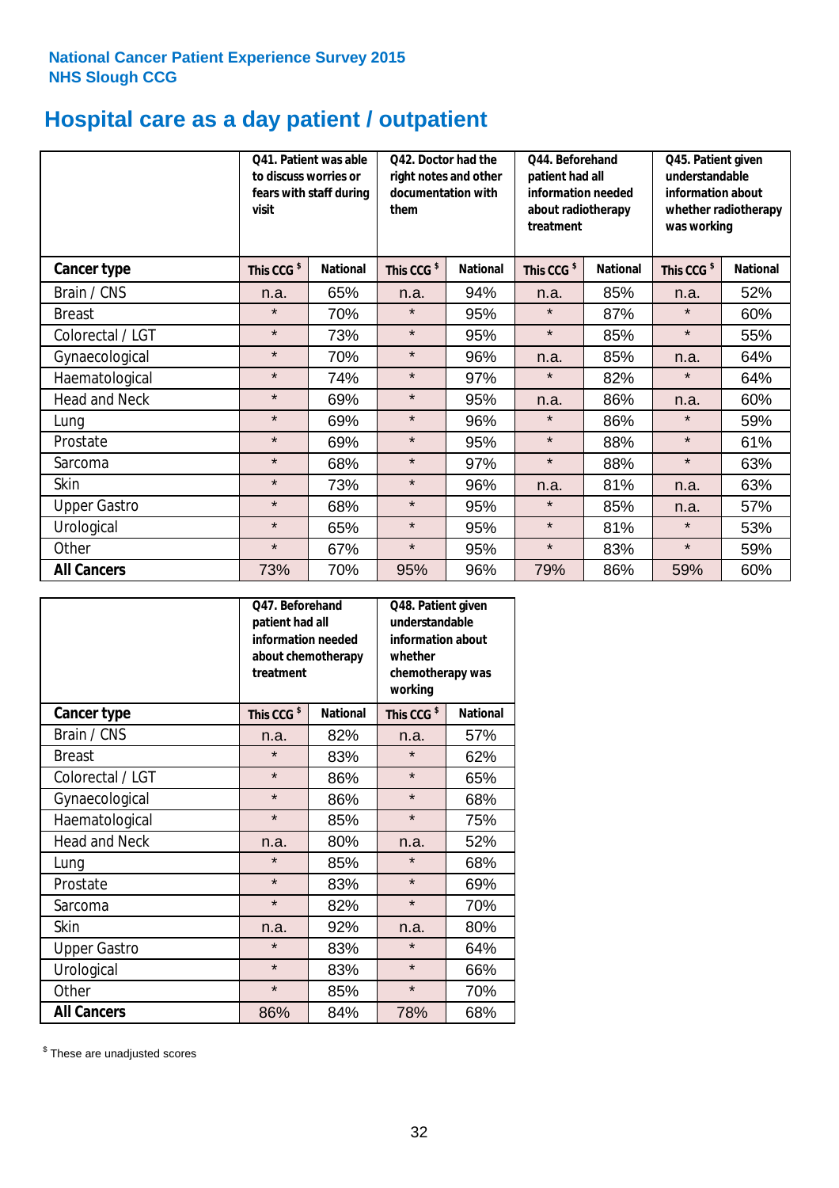National Cancer Patient Experience Survey 2015
NHS Slough CCG

# Hospital care as a day patient / outpatient

| | Q41. Patient was able to discuss worries or fears with staff during visit | | Q42. Doctor had the right notes and other documentation with them | | Q44. Beforehand patient had all information needed about radiotherapy treatment | | Q45. Patient given understandable information about whether radiotherapy was working | |
|---|---|---|---|---|---|---|---|---|
| **Cancer type** | This CCG $ | National | This CCG $ | National | This CCG $ | National | This CCG $ | National |
| Brain / CNS | n.a. | 65% | n.a. | 94% | n.a. | 85% | n.a. | 52% |
| Breast | * | 70% | * | 95% | * | 87% | * | 60% |
| Colorectal / LGT | * | 73% | * | 95% | * | 85% | * | 55% |
| Gynaecological | * | 70% | * | 96% | n.a. | 85% | n.a. | 64% |
| Haematological | * | 74% | * | 97% | * | 82% | * | 64% |
| Head and Neck | * | 69% | * | 95% | n.a. | 86% | n.a. | 60% |
| Lung | * | 69% | * | 96% | * | 86% | * | 59% |
| Prostate | * | 69% | * | 95% | * | 88% | * | 61% |
| Sarcoma | * | 68% | * | 97% | * | 88% | * | 63% |
| Skin | * | 73% | * | 96% | n.a. | 81% | n.a. | 63% |
| Upper Gastro | * | 68% | * | 95% | * | 85% | n.a. | 57% |
| Urological | * | 65% | * | 95% | * | 81% | * | 53% |
| Other | * | 67% | * | 95% | * | 83% | * | 59% |
| **All Cancers** | 73% | 70% | 95% | 96% | 79% | 86% | 59% | 60% |

| | Q47. Beforehand patient had all information needed about chemotherapy treatment | | Q48. Patient given understandable information about whether chemotherapy was working | |
|---|---|---|---|---|
| **Cancer type** | This CCG $ | National | This CCG $ | National |
| Brain / CNS | n.a. | 82% | n.a. | 57% |
| Breast | * | 83% | * | 62% |
| Colorectal / LGT | * | 86% | * | 65% |
| Gynaecological | * | 86% | * | 68% |
| Haematological | * | 85% | * | 75% |
| Head and Neck | n.a. | 80% | n.a. | 52% |
| Lung | * | 85% | * | 68% |
| Prostate | * | 83% | * | 69% |
| Sarcoma | * | 82% | * | 70% |
| Skin | n.a. | 92% | n.a. | 80% |
| Upper Gastro | * | 83% | * | 64% |
| Urological | * | 83% | * | 66% |
| Other | * | 85% | * | 70% |
| **All Cancers** | 86% | 84% | 78% | 68% |

$ These are unadjusted scores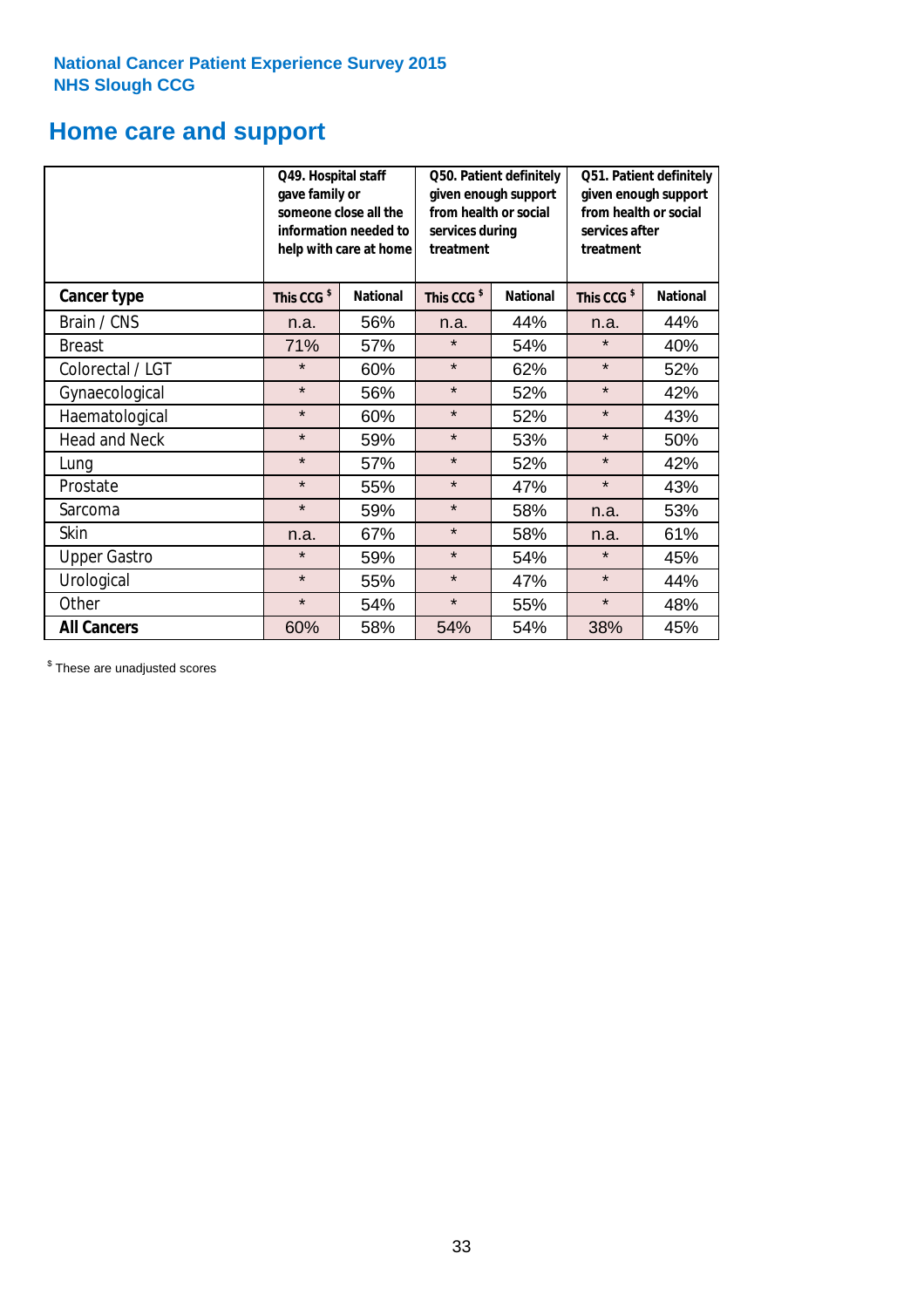National Cancer Patient Experience Survey 2015
NHS Slough CCG

# Home care and support

| | Q49. Hospital staff gave family or someone close all the information needed to help with care at home | | Q50. Patient definitely given enough support from health or social services during treatment | | Q51. Patient definitely given enough support from health or social services after treatment | |
|---|---|---|---|---|---|---|
| **Cancer type** | This CCG $ | National | This CCG $ | National | This CCG $ | National |
| Brain / CNS | n.a. | 56% | n.a. | 44% | n.a. | 44% |
| Breast | 71% | 57% | * | 54% | * | 40% |
| Colorectal / LGT | * | 60% | * | 62% | * | 52% |
| Gynaecological | * | 56% | * | 52% | * | 42% |
| Haematological | * | 60% | * | 52% | * | 43% |
| Head and Neck | * | 59% | * | 53% | * | 50% |
| Lung | * | 57% | * | 52% | * | 42% |
| Prostate | * | 55% | * | 47% | * | 43% |
| Sarcoma | * | 59% | * | 58% | n.a. | 53% |
| Skin | n.a. | 67% | * | 58% | n.a. | 61% |
| Upper Gastro | * | 59% | * | 54% | * | 45% |
| Urological | * | 55% | * | 47% | * | 44% |
| Other | * | 54% | * | 55% | * | 48% |
| **All Cancers** | 60% | 58% | 54% | 54% | 38% | 45% |

$ These are unadjusted scores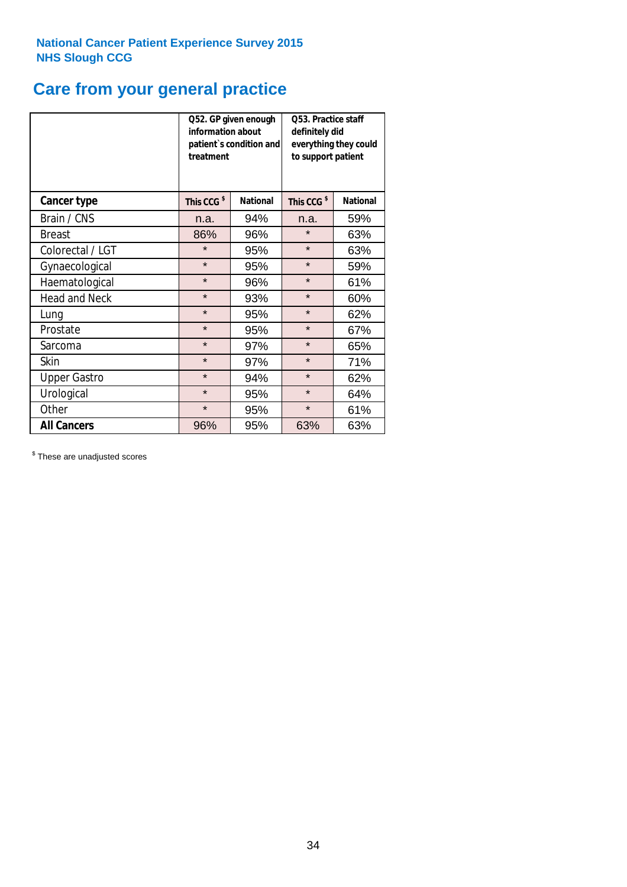National Cancer Patient Experience Survey 2015
NHS Slough CCG

# Care from your general practice

| | Q52. GP given enough information about patient`s condition and treatment | | Q53. Practice staff definitely did everything they could to support patient | |
|---|---|---|---|---|
| **Cancer type** | **This CCG $** | **National** | **This CCG $** | **National** |
| Brain / CNS | n.a. | 94% | n.a. | 59% |
| Breast | 86% | 96% | * | 63% |
| Colorectal / LGT | * | 95% | * | 63% |
| Gynaecological | * | 95% | * | 59% |
| Haematological | * | 96% | * | 61% |
| Head and Neck | * | 93% | * | 60% |
| Lung | * | 95% | * | 62% |
| Prostate | * | 95% | * | 67% |
| Sarcoma | * | 97% | * | 65% |
| Skin | * | 97% | * | 71% |
| Upper Gastro | * | 94% | * | 62% |
| Urological | * | 95% | * | 64% |
| Other | * | 95% | * | 61% |
| **All Cancers** | 96% | 95% | 63% | 63% |

$ These are unadjusted scores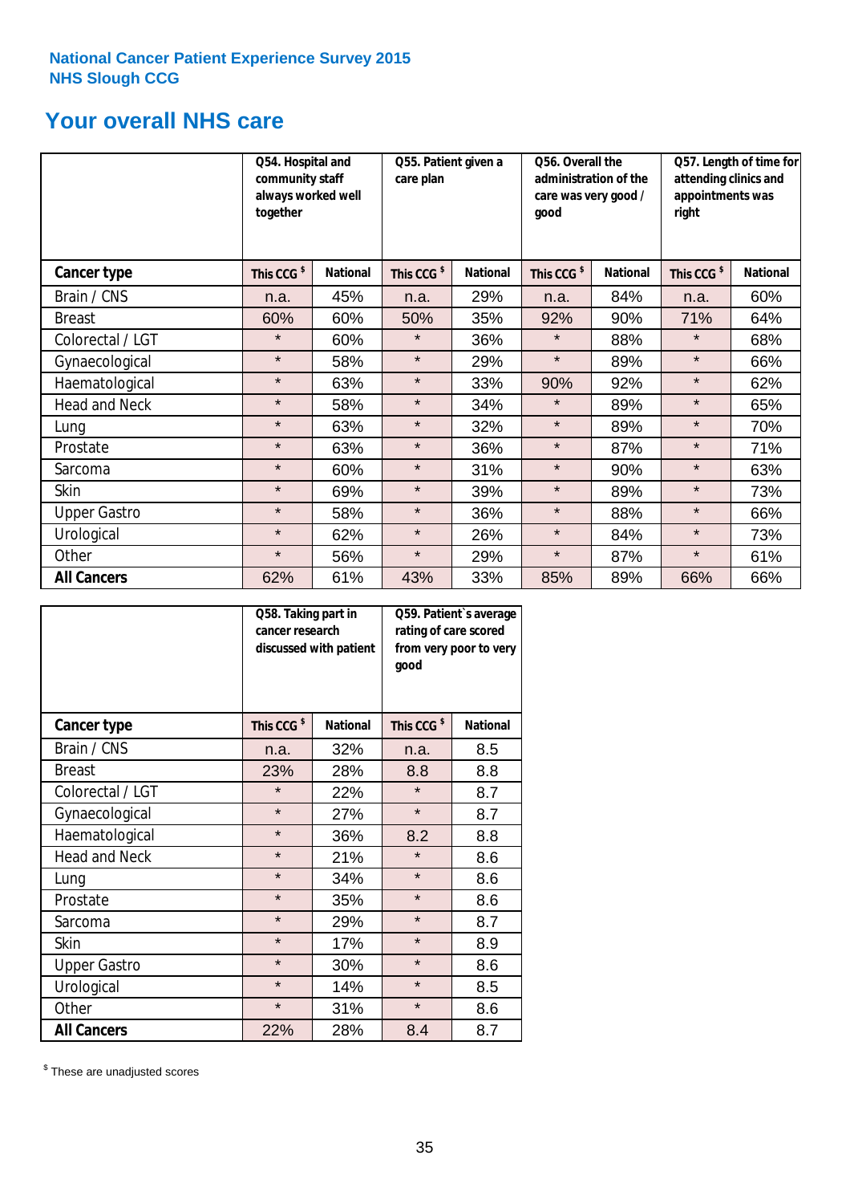**National Cancer Patient Experience Survey 2015**
**NHS Slough CCG**

## Your overall NHS care

| | Q54. Hospital and community staff always worked well together | | Q55. Patient given a care plan | | Q56. Overall the administration of the care was very good / good | | Q57. Length of time for attending clinics and appointments was right | |
|---|---|---|---|---|---|---|---|---|
| **Cancer type** | This CCG $ | National | This CCG $ | National | This CCG $ | National | This CCG $ | National |
| Brain / CNS | n.a. | 45% | n.a. | 29% | n.a. | 84% | n.a. | 60% |
| Breast | 60% | 60% | 50% | 35% | 92% | 90% | 71% | 64% |
| Colorectal / LGT | * | 60% | * | 36% | * | 88% | * | 68% |
| Gynaecological | * | 58% | * | 29% | * | 89% | * | 66% |
| Haematological | * | 63% | * | 33% | 90% | 92% | * | 62% |
| Head and Neck | * | 58% | * | 34% | * | 89% | * | 65% |
| Lung | * | 63% | * | 32% | * | 89% | * | 70% |
| Prostate | * | 63% | * | 36% | * | 87% | * | 71% |
| Sarcoma | * | 60% | * | 31% | * | 90% | * | 63% |
| Skin | * | 69% | * | 39% | * | 89% | * | 73% |
| Upper Gastro | * | 58% | * | 36% | * | 88% | * | 66% |
| Urological | * | 62% | * | 26% | * | 84% | * | 73% |
| Other | * | 56% | * | 29% | * | 87% | * | 61% |
| **All Cancers** | 62% | 61% | 43% | 33% | 85% | 89% | 66% | 66% |

| | Q58. Taking part in cancer research discussed with patient | | Q59. Patient`s average rating of care scored from very poor to very good | |
|---|---|---|---|---|
| **Cancer type** | This CCG $ | National | This CCG $ | National |
| Brain / CNS | n.a. | 32% | n.a. | 8.5 |
| Breast | 23% | 28% | 8.8 | 8.8 |
| Colorectal / LGT | * | 22% | * | 8.7 |
| Gynaecological | * | 27% | * | 8.7 |
| Haematological | * | 36% | 8.2 | 8.8 |
| Head and Neck | * | 21% | * | 8.6 |
| Lung | * | 34% | * | 8.6 |
| Prostate | * | 35% | * | 8.6 |
| Sarcoma | * | 29% | * | 8.7 |
| Skin | * | 17% | * | 8.9 |
| Upper Gastro | * | 30% | * | 8.6 |
| Urological | * | 14% | * | 8.5 |
| Other | * | 31% | * | 8.6 |
| **All Cancers** | 22% | 28% | 8.4 | 8.7 |

$ These are unadjusted scores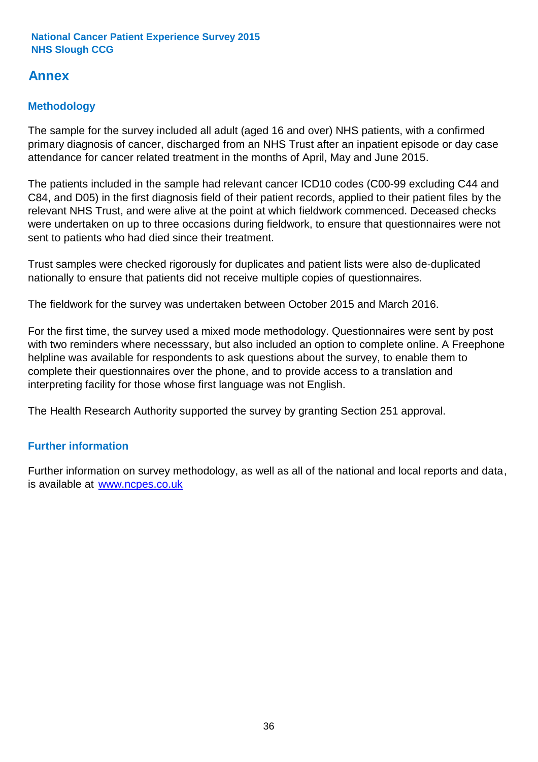# Annex

## Methodology

The sample for the survey included all adult (aged 16 and over) NHS patients, with a confirmed primary diagnosis of cancer, discharged from an NHS Trust after an inpatient episode or day case attendance for cancer related treatment in the months of April, May and June 2015.

The patients included in the sample had relevant cancer ICD10 codes (C00-99 excluding C44 and C84, and D05) in the first diagnosis field of their patient records, applied to their patient files by the relevant NHS Trust, and were alive at the point at which fieldwork commenced. Deceased checks were undertaken on up to three occasions during fieldwork, to ensure that questionnaires were not sent to patients who had died since their treatment.

Trust samples were checked rigorously for duplicates and patient lists were also de-duplicated nationally to ensure that patients did not receive multiple copies of questionnaires.

The fieldwork for the survey was undertaken between October 2015 and March 2016.

For the first time, the survey used a mixed mode methodology. Questionnaires were sent by post with two reminders where necesssary, but also included an option to complete online. A Freephone helpline was available for respondents to ask questions about the survey, to enable them to complete their questionnaires over the phone, and to provide access to a translation and interpreting facility for those whose first language was not English.

The Health Research Authority supported the survey by granting Section 251 approval.

## Further information

Further information on survey methodology, as well as all of the national and local reports and data, is available at [www.ncpes.co.uk](http://www.ncpes.co.uk)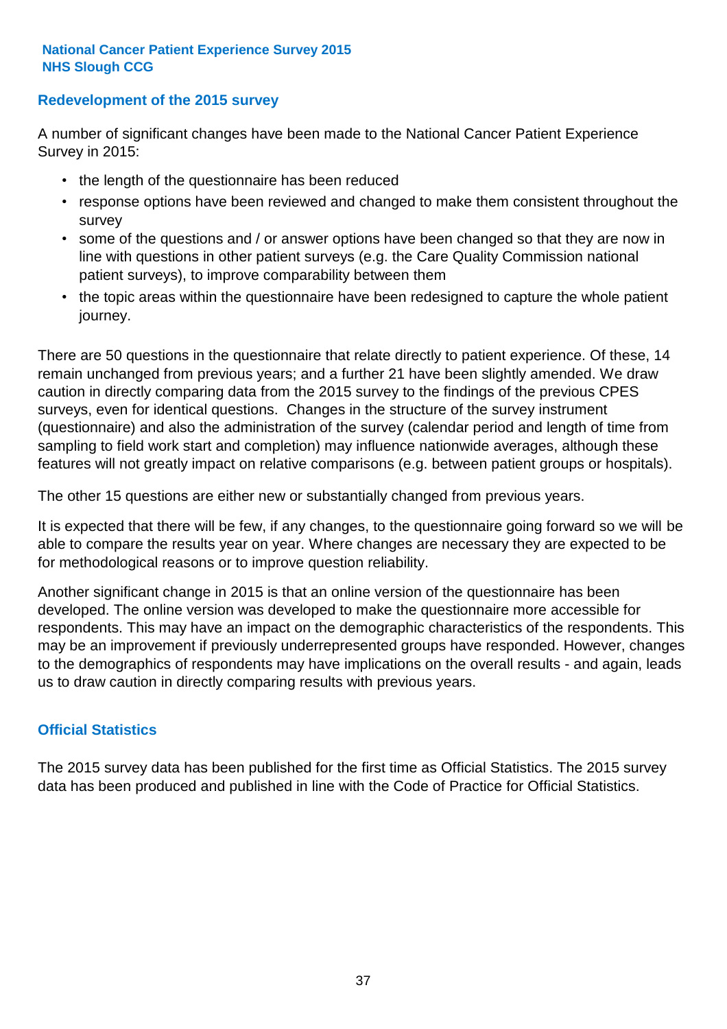## Redevelopment of the 2015 survey

A number of significant changes have been made to the National Cancer Patient Experience Survey in 2015:

- the length of the questionnaire has been reduced
- response options have been reviewed and changed to make them consistent throughout the survey
- some of the questions and / or answer options have been changed so that they are now in line with questions in other patient surveys (e.g. the Care Quality Commission national patient surveys), to improve comparability between them
- the topic areas within the questionnaire have been redesigned to capture the whole patient journey.

There are 50 questions in the questionnaire that relate directly to patient experience. Of these, 14 remain unchanged from previous years; and a further 21 have been slightly amended. We draw caution in directly comparing data from the 2015 survey to the findings of the previous CPES surveys, even for identical questions. Changes in the structure of the survey instrument (questionnaire) and also the administration of the survey (calendar period and length of time from sampling to field work start and completion) may influence nationwide averages, although these features will not greatly impact on relative comparisons (e.g. between patient groups or hospitals).

The other 15 questions are either new or substantially changed from previous years.

It is expected that there will be few, if any changes, to the questionnaire going forward so we will be able to compare the results year on year. Where changes are necessary they are expected to be for methodological reasons or to improve question reliability.

Another significant change in 2015 is that an online version of the questionnaire has been developed. The online version was developed to make the questionnaire more accessible for respondents. This may have an impact on the demographic characteristics of the respondents. This may be an improvement if previously underrepresented groups have responded. However, changes to the demographics of respondents may have implications on the overall results - and again, leads us to draw caution in directly comparing results with previous years.

## Official Statistics

The 2015 survey data has been published for the first time as Official Statistics. The 2015 survey data has been produced and published in line with the Code of Practice for Official Statistics.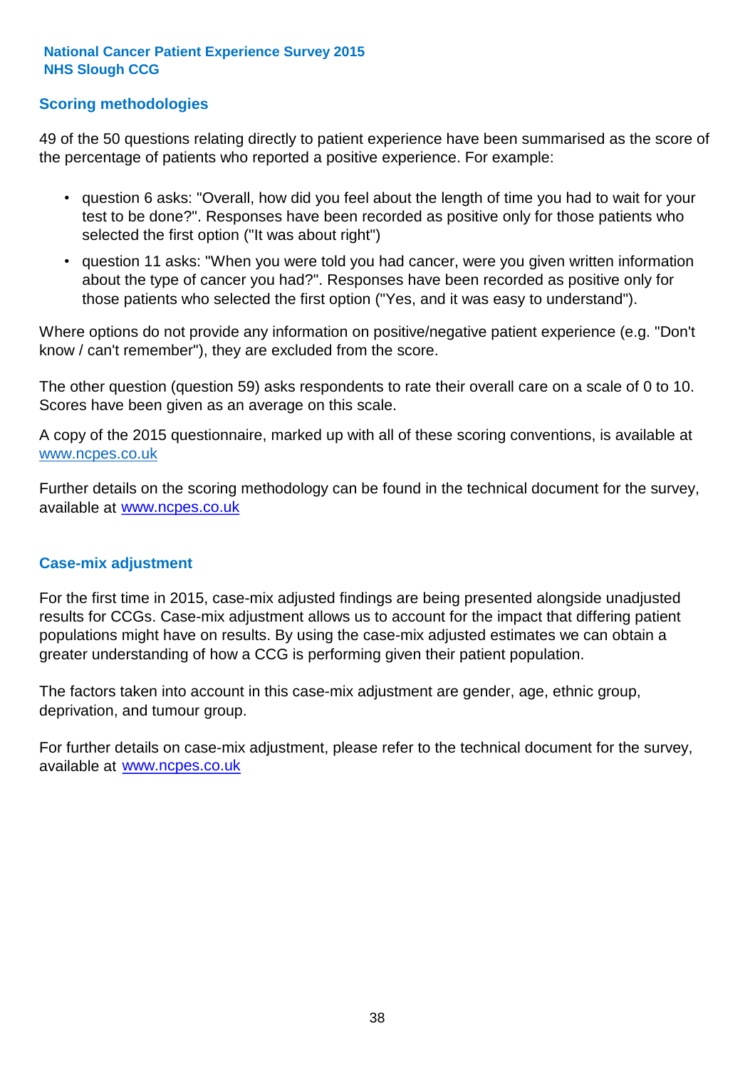## Scoring methodologies

49 of the 50 questions relating directly to patient experience have been summarised as the score of the percentage of patients who reported a positive experience. For example:

- question 6 asks: "Overall, how did you feel about the length of time you had to wait for your test to be done?". Responses have been recorded as positive only for those patients who selected the first option ("It was about right")
- question 11 asks: "When you were told you had cancer, were you given written information about the type of cancer you had?". Responses have been recorded as positive only for those patients who selected the first option ("Yes, and it was easy to understand").

Where options do not provide any information on positive/negative patient experience (e.g. "Don't know / can't remember"), they are excluded from the score.

The other question (question 59) asks respondents to rate their overall care on a scale of 0 to 10. Scores have been given as an average on this scale.

A copy of the 2015 questionnaire, marked up with all of these scoring conventions, is available at www.ncpes.co.uk

Further details on the scoring methodology can be found in the technical document for the survey, available at www.ncpes.co.uk

## Case-mix adjustment

For the first time in 2015, case-mix adjusted findings are being presented alongside unadjusted results for CCGs. Case-mix adjustment allows us to account for the impact that differing patient populations might have on results. By using the case-mix adjusted estimates we can obtain a greater understanding of how a CCG is performing given their patient population.

The factors taken into account in this case-mix adjustment are gender, age, ethnic group, deprivation, and tumour group.

For further details on case-mix adjustment, please refer to the technical document for the survey, available at www.ncpes.co.uk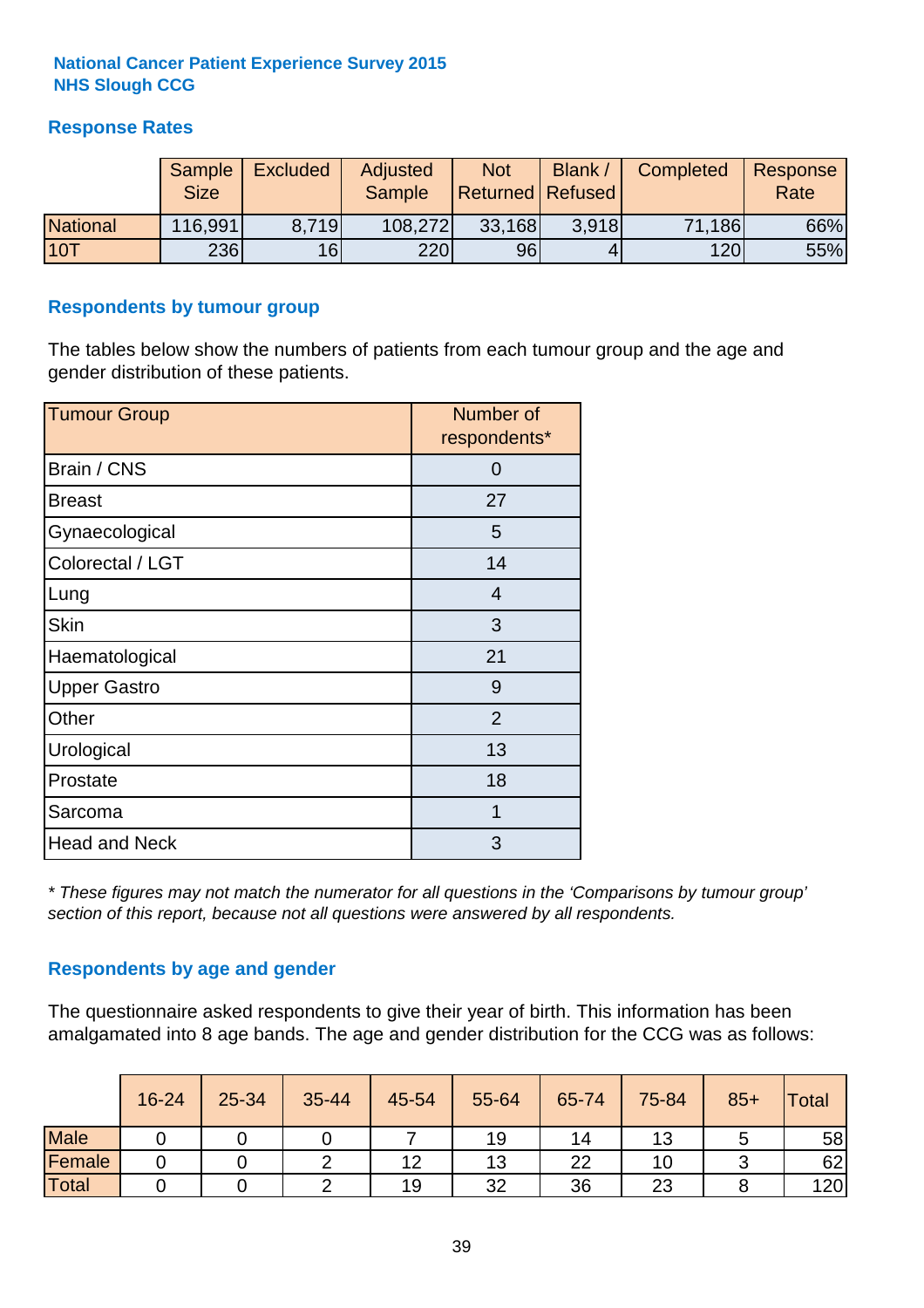**National Cancer Patient Experience Survey 2015**
**NHS Slough CCG**

## Response Rates

| | Sample Size | Excluded | Adjusted Sample | Not Returned | Blank / Refused | Completed | Response Rate |
|---|---|---|---|---|---|---|---|
| National | 116,991 | 8,719 | 108,272 | 33,168 | 3,918 | 71,186 | 66% |
| 10T | 236 | 16 | 220 | 96 | 4 | 120 | 55% |

## Respondents by tumour group

The tables below show the numbers of patients from each tumour group and the age and gender distribution of these patients.

| Tumour Group | Number of respondents* |
|---|---|
| Brain / CNS | 0 |
| Breast | 27 |
| Gynaecological | 5 |
| Colorectal / LGT | 14 |
| Lung | 4 |
| Skin | 3 |
| Haematological | 21 |
| Upper Gastro | 9 |
| Other | 2 |
| Urological | 13 |
| Prostate | 18 |
| Sarcoma | 1 |
| Head and Neck | 3 |

*\* These figures may not match the numerator for all questions in the 'Comparisons by tumour group' section of this report, because not all questions were answered by all respondents.*

## Respondents by age and gender

The questionnaire asked respondents to give their year of birth. This information has been amalgamated into 8 age bands. The age and gender distribution for the CCG was as follows:

| | 16-24 | 25-34 | 35-44 | 45-54 | 55-64 | 65-74 | 75-84 | 85+ | Total |
|---|---|---|---|---|---|---|---|---|---|
| Male | 0 | 0 | 0 | 7 | 19 | 14 | 13 | 5 | 58 |
| Female | 0 | 0 | 2 | 12 | 13 | 22 | 10 | 3 | 62 |
| Total | 0 | 0 | 2 | 19 | 32 | 36 | 23 | 8 | 120 |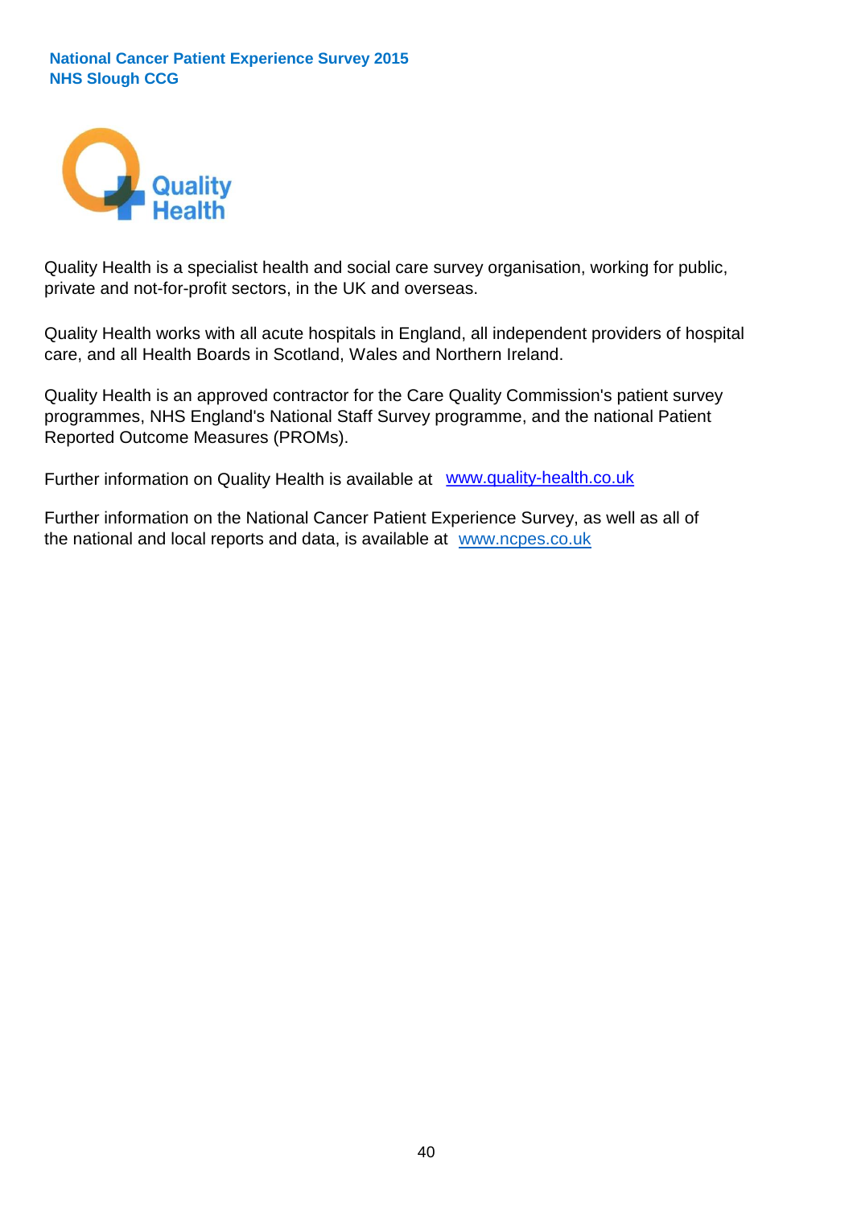Quality Health

Quality Health is a specialist health and social care survey organisation, working for public, private and not-for-profit sectors, in the UK and overseas.

Quality Health works with all acute hospitals in England, all independent providers of hospital care, and all Health Boards in Scotland, Wales and Northern Ireland.

Quality Health is an approved contractor for the Care Quality Commission's patient survey programmes, NHS England's National Staff Survey programme, and the national Patient Reported Outcome Measures (PROMs).

Further information on Quality Health is available at [www.quality-health.co.uk](http://www.quality-health.co.uk)

Further information on the National Cancer Patient Experience Survey, as well as all of the national and local reports and data, is available at [www.ncpes.co.uk](http://www.ncpes.co.uk)